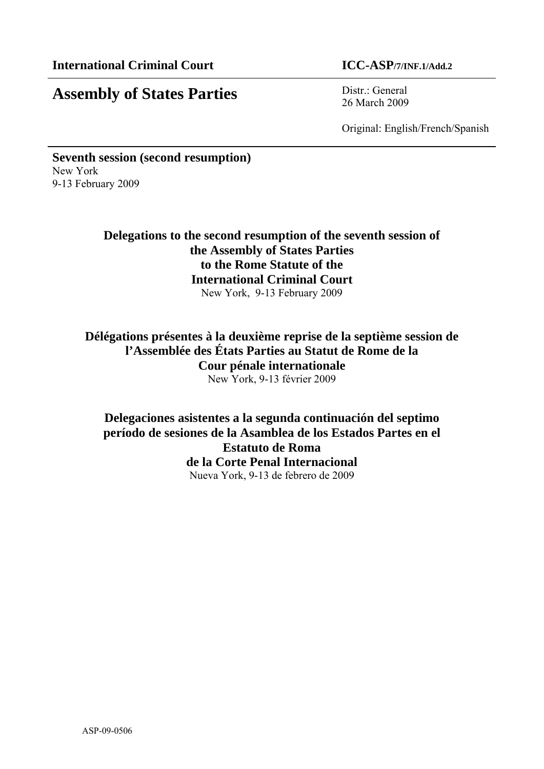**International Criminal Court** **ICC-ASP/7/INF.1/Add.2**

# Assembly of States Parties

Distr.: General
26 March 2009

Original: English/French/Spanish

**Seventh session (second resumption)**
New York
9-13 February 2009

## Delegations to the second resumption of the seventh session of the Assembly of States Parties to the Rome Statute of the International Criminal Court

New York, 9-13 February 2009

## Délégations présentes à la deuxième reprise de la septième session de l'Assemblée des États Parties au Statut de Rome de la Cour pénale internationale

New York, 9-13 février 2009

## Delegaciones asistentes a la segunda continuación del septimo período de sesiones de la Asamblea de los Estados Partes en el Estatuto de Roma de la Corte Penal Internacional

Nueva York, 9-13 de febrero de 2009

ASP-09-0506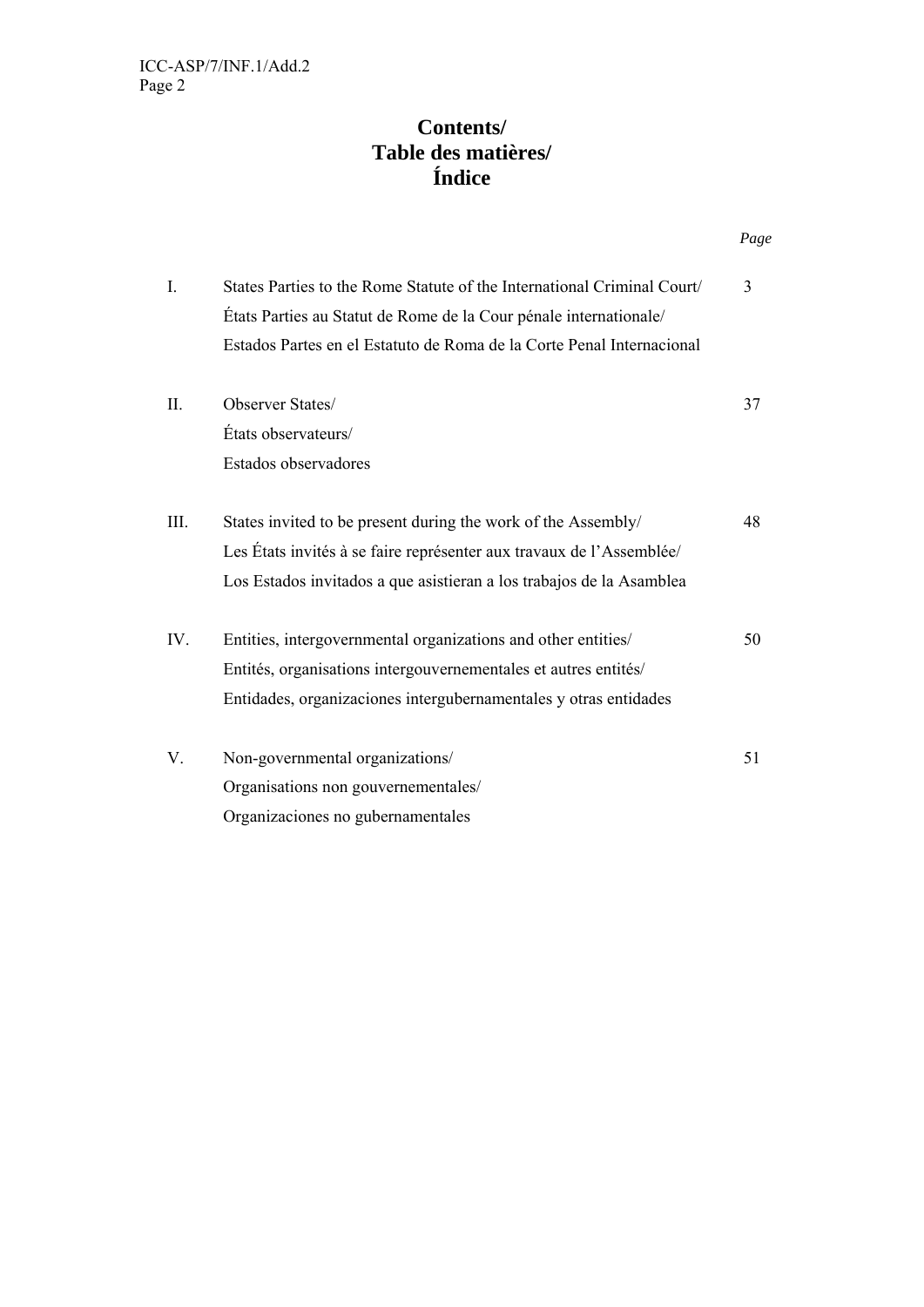# Contents/
# Table des matières/
# Índice

| | | *Page* |
|---|---|---|
| I. | States Parties to the Rome Statute of the International Criminal Court/ États Parties au Statut de Rome de la Cour pénale internationale/ Estados Partes en el Estatuto de Roma de la Corte Penal Internacional | 3 |
| II. | Observer States/ États observateurs/ Estados observadores | 37 |
| III. | States invited to be present during the work of the Assembly/ Les États invités à se faire représenter aux travaux de l'Assemblée/ Los Estados invitados a que asistieran a los trabajos de la Asamblea | 48 |
| IV. | Entities, intergovernmental organizations and other entities/ Entités, organisations intergouvernementales et autres entités/ Entidades, organizaciones intergubernamentales y otras entidades | 50 |
| V. | Non-governmental organizations/ Organisations non gouvernementales/ Organizaciones no gubernamentales | 51 |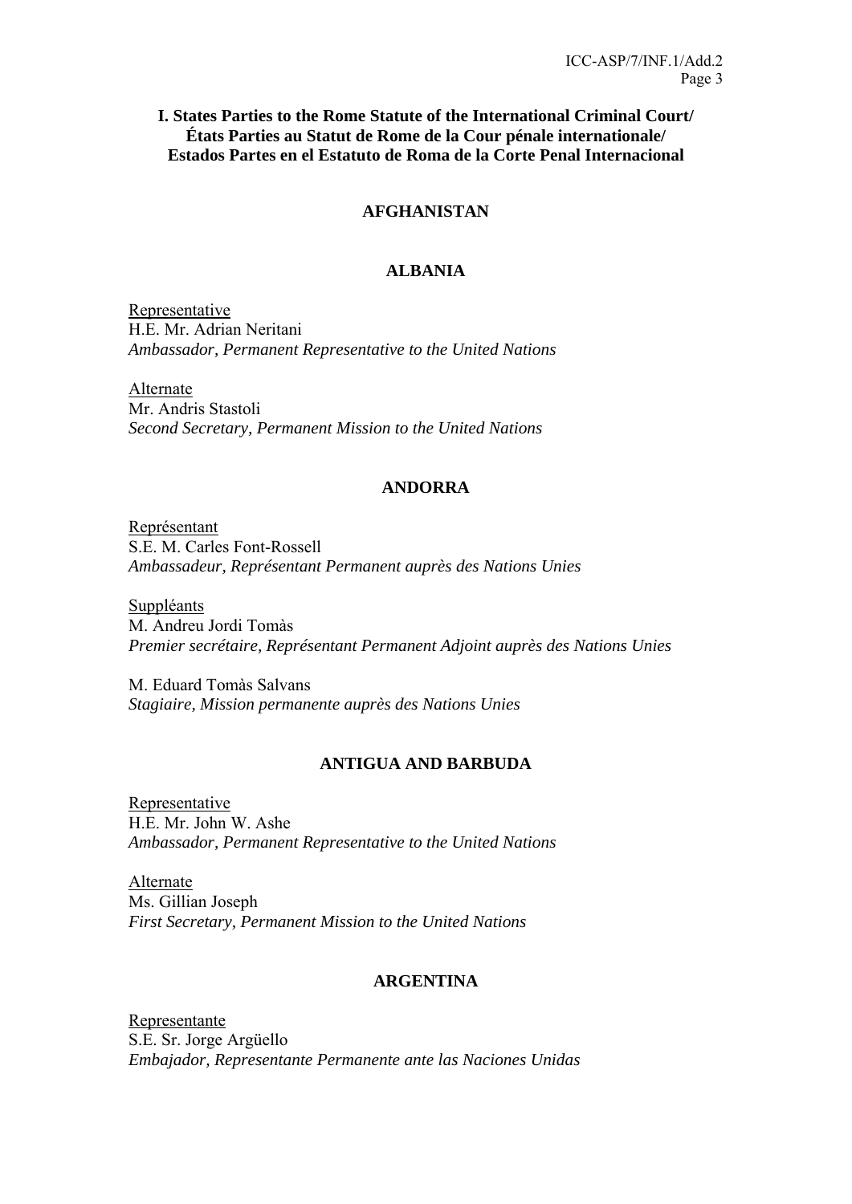## I. States Parties to the Rome Statute of the International Criminal Court/ États Parties au Statut de Rome de la Cour pénale internationale/ Estados Partes en el Estatuto de Roma de la Corte Penal Internacional

### AFGHANISTAN

### ALBANIA

Representative
H.E. Mr. Adrian Neritani
*Ambassador, Permanent Representative to the United Nations*

Alternate
Mr. Andris Stastoli
*Second Secretary, Permanent Mission to the United Nations*

### ANDORRA

Représentant
S.E. M. Carles Font-Rossell
*Ambassadeur, Représentant Permanent auprès des Nations Unies*

Suppléants
M. Andreu Jordi Tomàs
*Premier secrétaire, Représentant Permanent Adjoint auprès des Nations Unies*

M. Eduard Tomàs Salvans
*Stagiaire, Mission permanente auprès des Nations Unies*

### ANTIGUA AND BARBUDA

Representative
H.E. Mr. John W. Ashe
*Ambassador, Permanent Representative to the United Nations*

Alternate
Ms. Gillian Joseph
*First Secretary, Permanent Mission to the United Nations*

### ARGENTINA

Representante
S.E. Sr. Jorge Argüello
*Embajador, Representante Permanente ante las Naciones Unidas*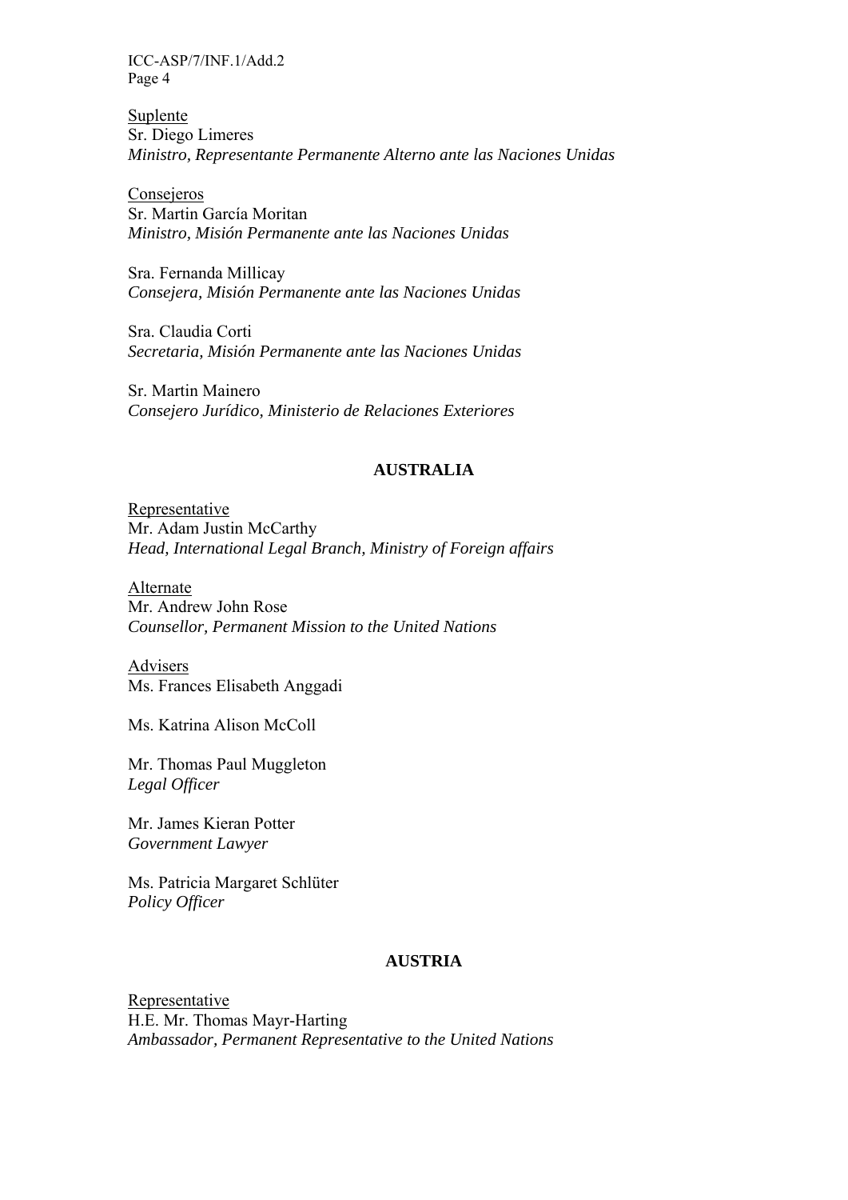Suplente
Sr. Diego Limeres
*Ministro, Representante Permanente Alterno ante las Naciones Unidas*

Consejeros
Sr. Martin García Moritan
*Ministro, Misión Permanente ante las Naciones Unidas*

Sra. Fernanda Millicay
*Consejera, Misión Permanente ante las Naciones Unidas*

Sra. Claudia Corti
*Secretaria, Misión Permanente ante las Naciones Unidas*

Sr. Martin Mainero
*Consejero Jurídico, Ministerio de Relaciones Exteriores*

**AUSTRALIA**

Representative
Mr. Adam Justin McCarthy
*Head, International Legal Branch, Ministry of Foreign affairs*

Alternate
Mr. Andrew John Rose
*Counsellor, Permanent Mission to the United Nations*

Advisers
Ms. Frances Elisabeth Anggadi

Ms. Katrina Alison McColl

Mr. Thomas Paul Muggleton
*Legal Officer*

Mr. James Kieran Potter
*Government Lawyer*

Ms. Patricia Margaret Schlüter
*Policy Officer*

**AUSTRIA**

Representative
H.E. Mr. Thomas Mayr-Harting
*Ambassador, Permanent Representative to the United Nations*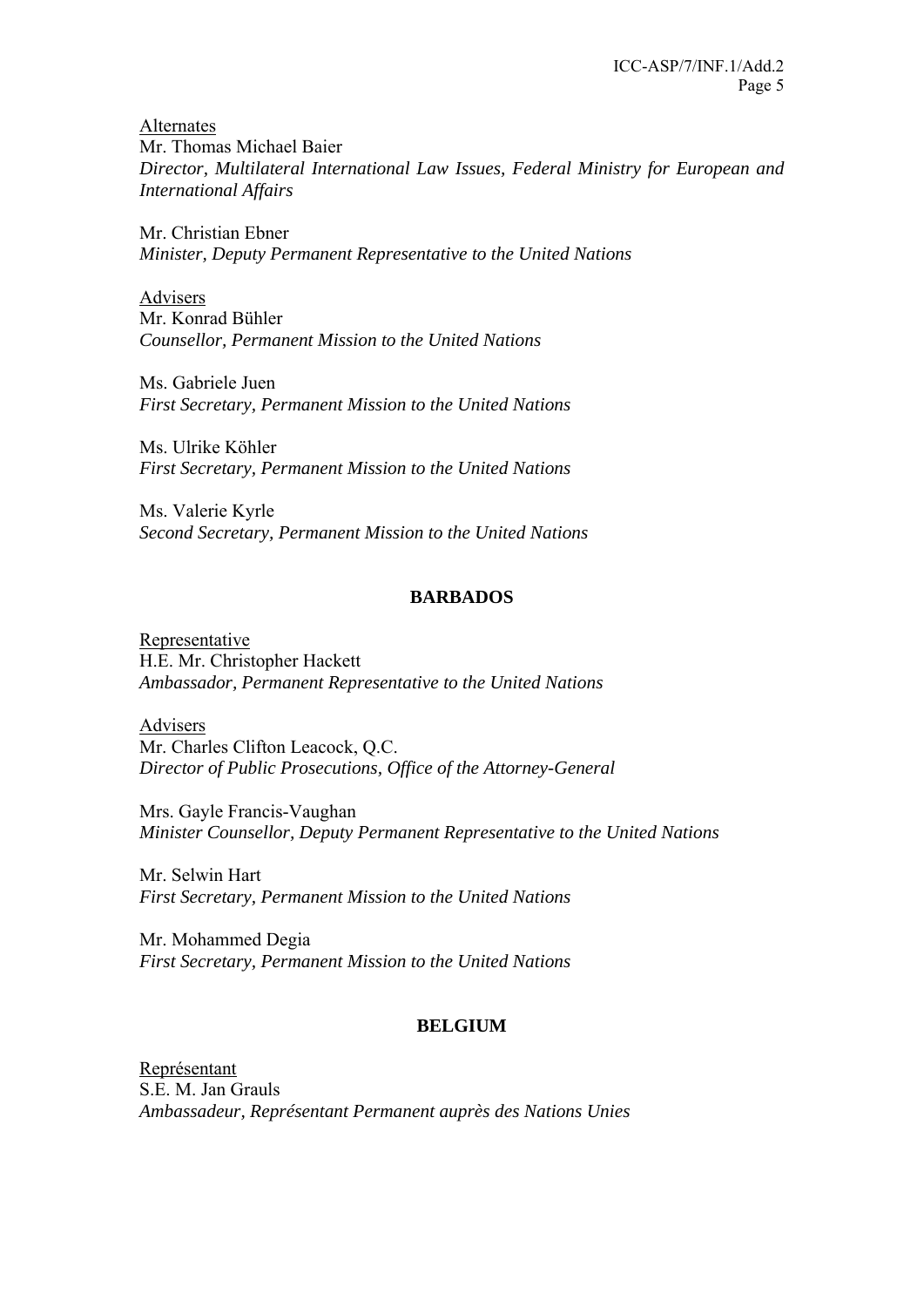Alternates

Mr. Thomas Michael Baier
*Director, Multilateral International Law Issues, Federal Ministry for European and International Affairs*

Mr. Christian Ebner
*Minister, Deputy Permanent Representative to the United Nations*

Advisers

Mr. Konrad Bühler
*Counsellor, Permanent Mission to the United Nations*

Ms. Gabriele Juen
*First Secretary, Permanent Mission to the United Nations*

Ms. Ulrike Köhler
*First Secretary, Permanent Mission to the United Nations*

Ms. Valerie Kyrle
*Second Secretary, Permanent Mission to the United Nations*

## BARBADOS

Representative

H.E. Mr. Christopher Hackett
*Ambassador, Permanent Representative to the United Nations*

Advisers

Mr. Charles Clifton Leacock, Q.C.
*Director of Public Prosecutions, Office of the Attorney-General*

Mrs. Gayle Francis-Vaughan
*Minister Counsellor, Deputy Permanent Representative to the United Nations*

Mr. Selwin Hart
*First Secretary, Permanent Mission to the United Nations*

Mr. Mohammed Degia
*First Secretary, Permanent Mission to the United Nations*

## BELGIUM

Représentant

S.E. M. Jan Grauls
*Ambassadeur, Représentant Permanent auprès des Nations Unies*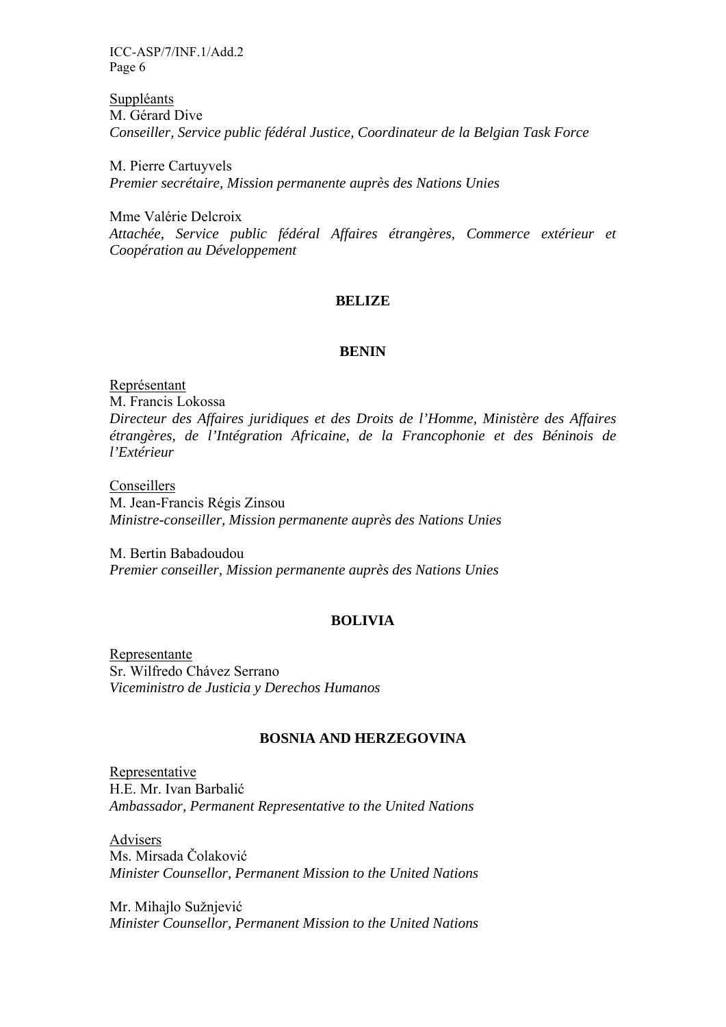Suppléants
M. Gérard Dive
*Conseiller, Service public fédéral Justice, Coordinateur de la Belgian Task Force*

M. Pierre Cartuyvels
*Premier secrétaire, Mission permanente auprès des Nations Unies*

Mme Valérie Delcroix
*Attachée, Service public fédéral Affaires étrangères, Commerce extérieur et Coopération au Développement*

**BELIZE**

**BENIN**

Représentant
M. Francis Lokossa
*Directeur des Affaires juridiques et des Droits de l'Homme, Ministère des Affaires étrangères, de l'Intégration Africaine, de la Francophonie et des Béninois de l'Extérieur*

Conseillers
M. Jean-Francis Régis Zinsou
*Ministre-conseiller, Mission permanente auprès des Nations Unies*

M. Bertin Babadoudou
*Premier conseiller, Mission permanente auprès des Nations Unies*

**BOLIVIA**

Representante
Sr. Wilfredo Chávez Serrano
*Viceministro de Justicia y Derechos Humanos*

**BOSNIA AND HERZEGOVINA**

Representative
H.E. Mr. Ivan Barbalić
*Ambassador, Permanent Representative to the United Nations*

Advisers
Ms. Mirsada Čolaković
*Minister Counsellor, Permanent Mission to the United Nations*

Mr. Mihajlo Sužnjević
*Minister Counsellor, Permanent Mission to the United Nations*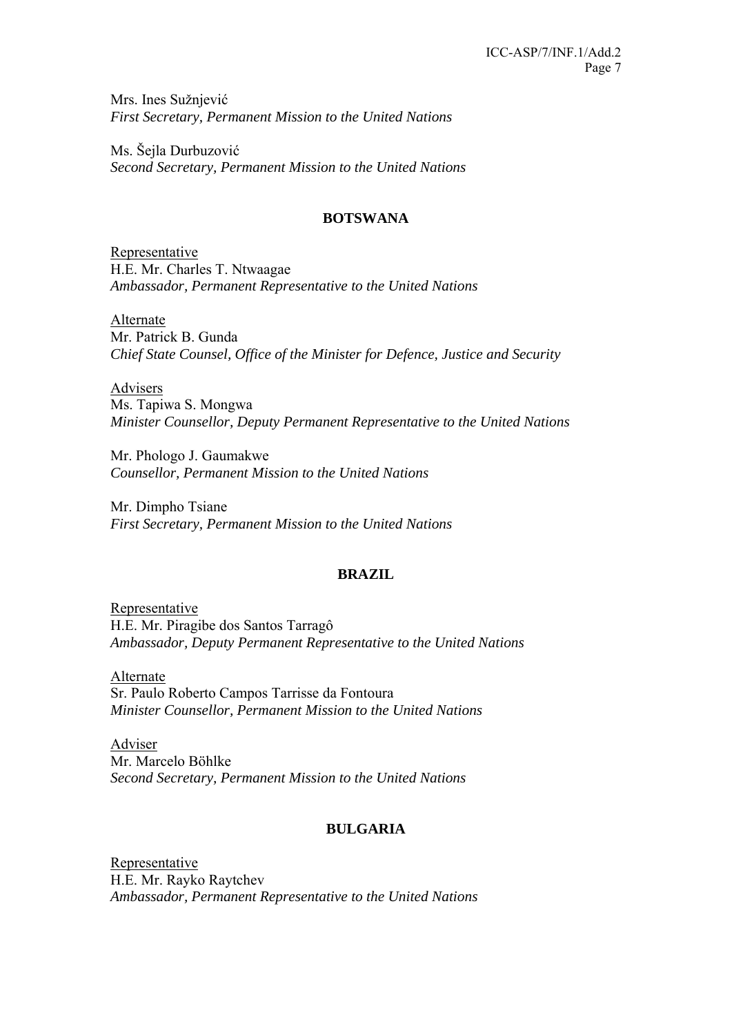Mrs. Ines Sužnjević
*First Secretary, Permanent Mission to the United Nations*

Ms. Šejla Durbuzović
*Second Secretary, Permanent Mission to the United Nations*

**BOTSWANA**

Representative
H.E. Mr. Charles T. Ntwaagae
*Ambassador, Permanent Representative to the United Nations*

Alternate
Mr. Patrick B. Gunda
*Chief State Counsel, Office of the Minister for Defence, Justice and Security*

Advisers
Ms. Tapiwa S. Mongwa
*Minister Counsellor, Deputy Permanent Representative to the United Nations*

Mr. Phologo J. Gaumakwe
*Counsellor, Permanent Mission to the United Nations*

Mr. Dimpho Tsiane
*First Secretary, Permanent Mission to the United Nations*

**BRAZIL**

Representative
H.E. Mr. Piragibe dos Santos Tarragô
*Ambassador, Deputy Permanent Representative to the United Nations*

Alternate
Sr. Paulo Roberto Campos Tarrisse da Fontoura
*Minister Counsellor, Permanent Mission to the United Nations*

Adviser
Mr. Marcelo Böhlke
*Second Secretary, Permanent Mission to the United Nations*

**BULGARIA**

Representative
H.E. Mr. Rayko Raytchev
*Ambassador, Permanent Representative to the United Nations*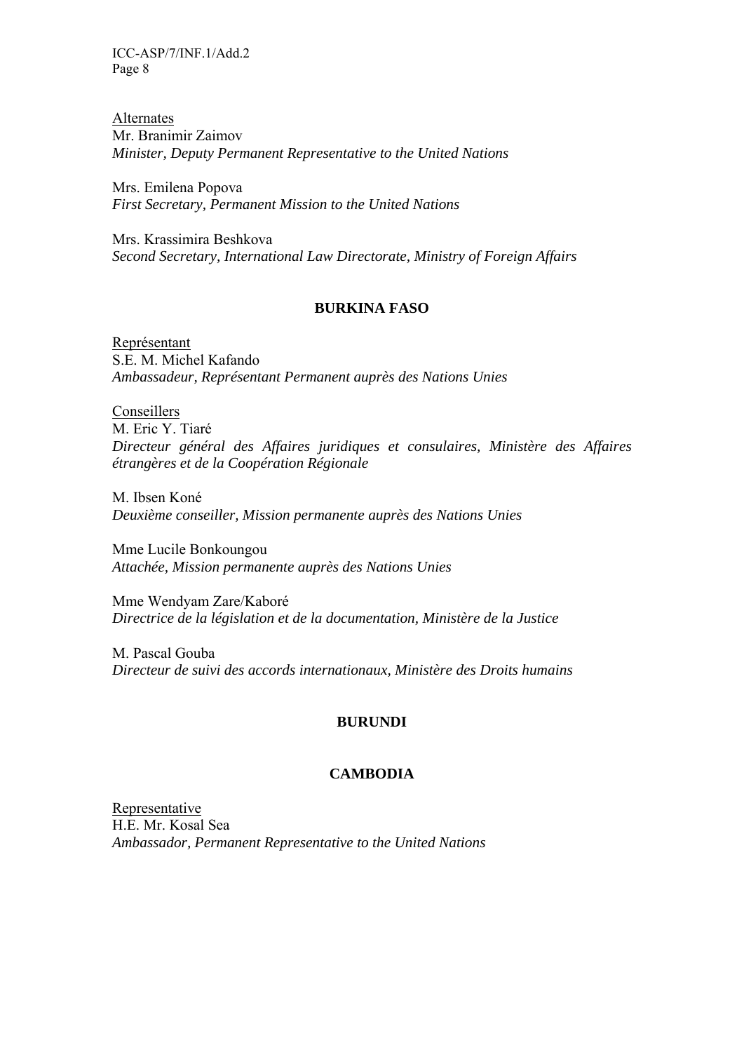Alternates

Mr. Branimir Zaimov
*Minister, Deputy Permanent Representative to the United Nations*

Mrs. Emilena Popova
*First Secretary, Permanent Mission to the United Nations*

Mrs. Krassimira Beshkova
*Second Secretary, International Law Directorate, Ministry of Foreign Affairs*

**BURKINA FASO**

Représentant

S.E. M. Michel Kafando
*Ambassadeur, Représentant Permanent auprès des Nations Unies*

Conseillers

M. Eric Y. Tiaré
*Directeur général des Affaires juridiques et consulaires, Ministère des Affaires étrangères et de la Coopération Régionale*

M. Ibsen Koné
*Deuxième conseiller, Mission permanente auprès des Nations Unies*

Mme Lucile Bonkoungou
*Attachée, Mission permanente auprès des Nations Unies*

Mme Wendyam Zare/Kaboré
*Directrice de la législation et de la documentation, Ministère de la Justice*

M. Pascal Gouba
*Directeur de suivi des accords internationaux, Ministère des Droits humains*

**BURUNDI**

**CAMBODIA**

Representative

H.E. Mr. Kosal Sea
*Ambassador, Permanent Representative to the United Nations*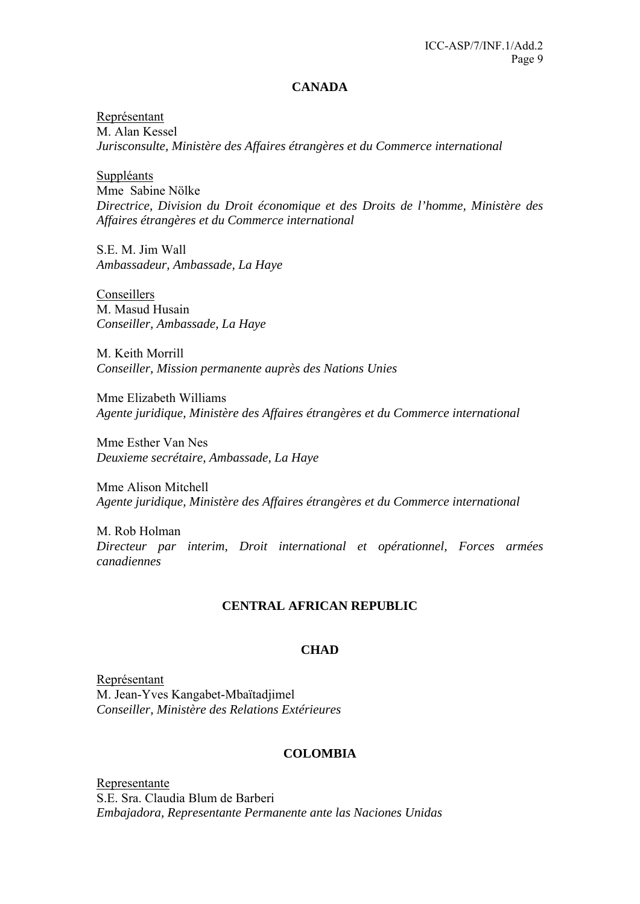## CANADA

Représentant
M. Alan Kessel
*Jurisconsulte, Ministère des Affaires étrangères et du Commerce international*

Suppléants
Mme Sabine Nölke
*Directrice, Division du Droit économique et des Droits de l'homme, Ministère des Affaires étrangères et du Commerce international*

S.E. M. Jim Wall
*Ambassadeur, Ambassade, La Haye*

Conseillers
M. Masud Husain
*Conseiller, Ambassade, La Haye*

M. Keith Morrill
*Conseiller, Mission permanente auprès des Nations Unies*

Mme Elizabeth Williams
*Agente juridique, Ministère des Affaires étrangères et du Commerce international*

Mme Esther Van Nes
*Deuxieme secrétaire, Ambassade, La Haye*

Mme Alison Mitchell
*Agente juridique, Ministère des Affaires étrangères et du Commerce international*

M. Rob Holman
*Directeur par interim, Droit international et opérationnel, Forces armées canadiennes*

## CENTRAL AFRICAN REPUBLIC

## CHAD

Représentant
M. Jean-Yves Kangabet-Mbaïtadjimel
*Conseiller, Ministère des Relations Extérieures*

## COLOMBIA

Representante
S.E. Sra. Claudia Blum de Barberi
*Embajadora, Representante Permanente ante las Naciones Unidas*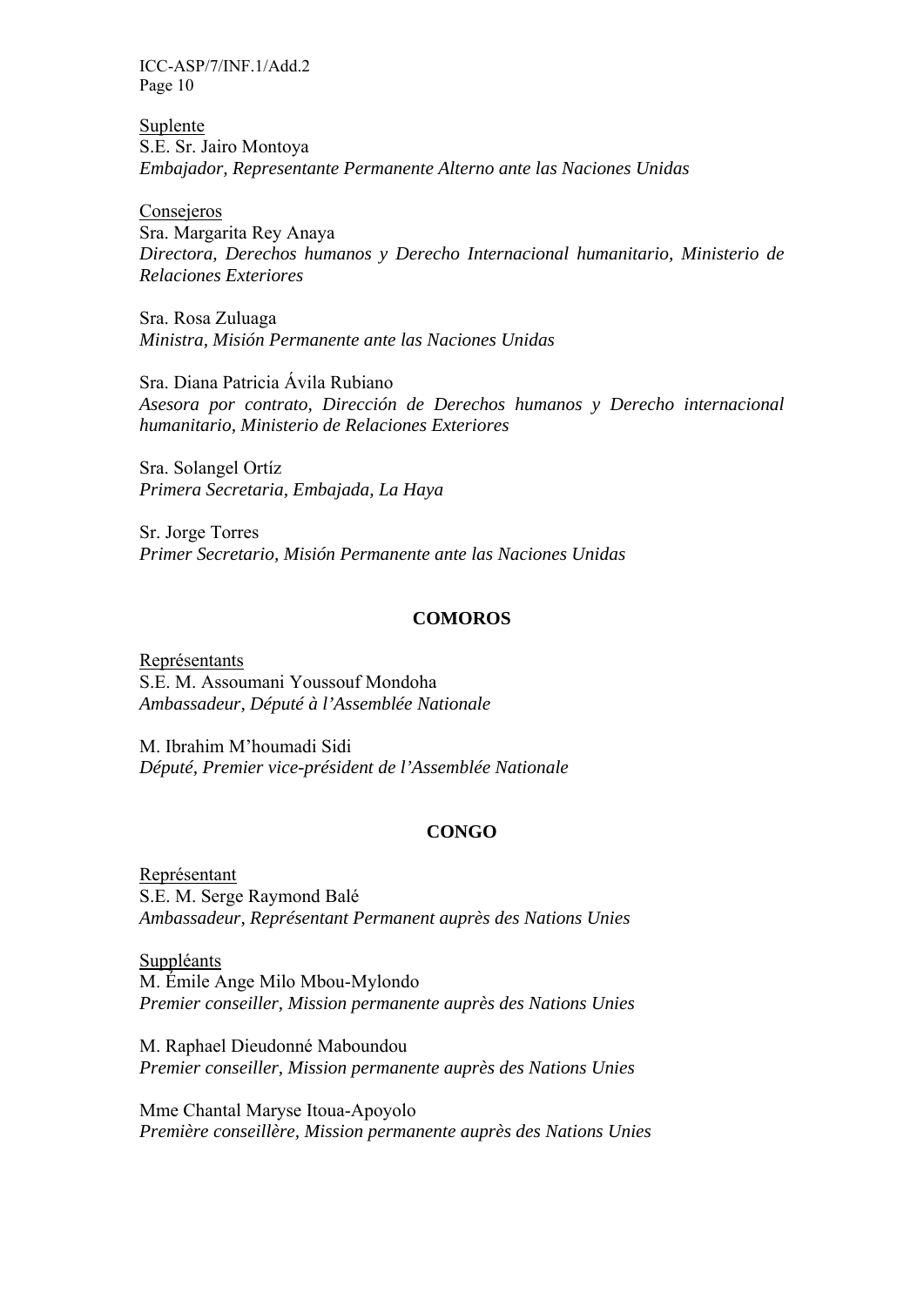Suplente
S.E. Sr. Jairo Montoya
*Embajador, Representante Permanente Alterno ante las Naciones Unidas*

Consejeros
Sra. Margarita Rey Anaya
*Directora, Derechos humanos y Derecho Internacional humanitario, Ministerio de Relaciones Exteriores*

Sra. Rosa Zuluaga
*Ministra, Misión Permanente ante las Naciones Unidas*

Sra. Diana Patricia Ávila Rubiano
*Asesora por contrato, Dirección de Derechos humanos y Derecho internacional humanitario, Ministerio de Relaciones Exteriores*

Sra. Solangel Ortíz
*Primera Secretaria, Embajada, La Haya*

Sr. Jorge Torres
*Primer Secretario, Misión Permanente ante las Naciones Unidas*

**COMOROS**

Représentants
S.E. M. Assoumani Youssouf Mondoha
*Ambassadeur, Député à l'Assemblée Nationale*

M. Ibrahim M'houmadi Sidi
*Député, Premier vice-président de l'Assemblée Nationale*

**CONGO**

Représentant
S.E. M. Serge Raymond Balé
*Ambassadeur, Représentant Permanent auprès des Nations Unies*

Suppléants
M. Émile Ange Milo Mbou-Mylondo
*Premier conseiller, Mission permanente auprès des Nations Unies*

M. Raphael Dieudonné Maboundou
*Premier conseiller, Mission permanente auprès des Nations Unies*

Mme Chantal Maryse Itoua-Apoyolo
*Première conseillère, Mission permanente auprès des Nations Unies*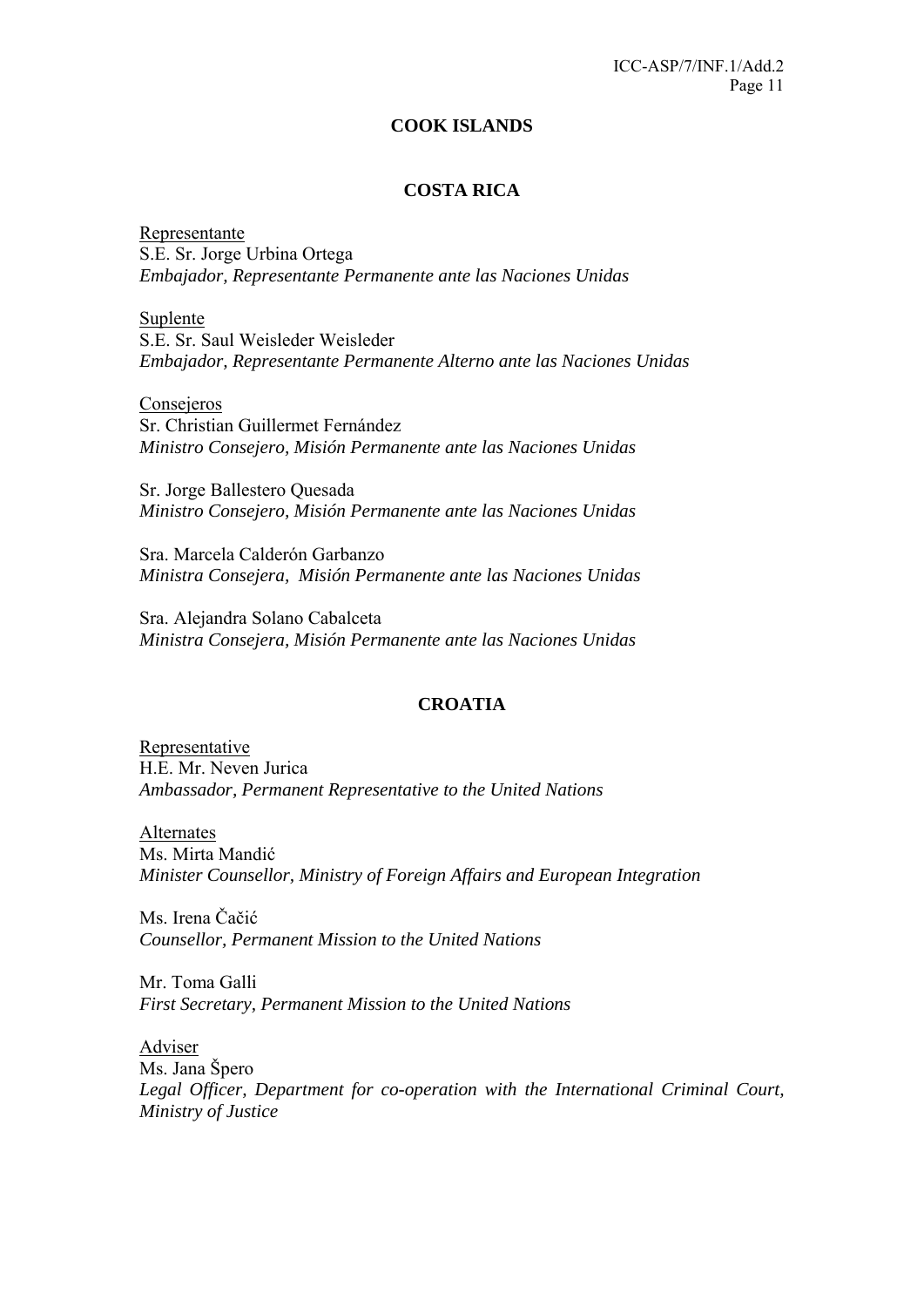## COOK ISLANDS

## COSTA RICA

Representante
S.E. Sr. Jorge Urbina Ortega
*Embajador, Representante Permanente ante las Naciones Unidas*

Suplente
S.E. Sr. Saul Weisleder Weisleder
*Embajador, Representante Permanente Alterno ante las Naciones Unidas*

Consejeros
Sr. Christian Guillermet Fernández
*Ministro Consejero, Misión Permanente ante las Naciones Unidas*

Sr. Jorge Ballestero Quesada
*Ministro Consejero, Misión Permanente ante las Naciones Unidas*

Sra. Marcela Calderón Garbanzo
*Ministra Consejera, Misión Permanente ante las Naciones Unidas*

Sra. Alejandra Solano Cabalceta
*Ministra Consejera, Misión Permanente ante las Naciones Unidas*

## CROATIA

Representative
H.E. Mr. Neven Jurica
*Ambassador, Permanent Representative to the United Nations*

Alternates
Ms. Mirta Mandić
*Minister Counsellor, Ministry of Foreign Affairs and European Integration*

Ms. Irena Čačić
*Counsellor, Permanent Mission to the United Nations*

Mr. Toma Galli
*First Secretary, Permanent Mission to the United Nations*

Adviser
Ms. Jana Špero
*Legal Officer, Department for co-operation with the International Criminal Court, Ministry of Justice*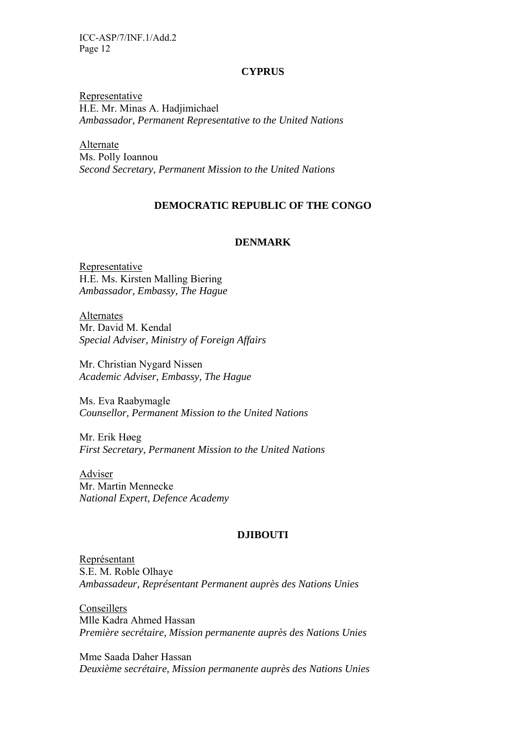## CYPRUS

Representative
H.E. Mr. Minas A. Hadjimichael
*Ambassador, Permanent Representative to the United Nations*

Alternate
Ms. Polly Ioannou
*Second Secretary, Permanent Mission to the United Nations*

## DEMOCRATIC REPUBLIC OF THE CONGO

## DENMARK

Representative
H.E. Ms. Kirsten Malling Biering
*Ambassador, Embassy, The Hague*

Alternates
Mr. David M. Kendal
*Special Adviser, Ministry of Foreign Affairs*

Mr. Christian Nygard Nissen
*Academic Adviser, Embassy, The Hague*

Ms. Eva Raabymagle
*Counsellor, Permanent Mission to the United Nations*

Mr. Erik Høeg
*First Secretary, Permanent Mission to the United Nations*

Adviser
Mr. Martin Mennecke
*National Expert, Defence Academy*

## DJIBOUTI

Représentant
S.E. M. Roble Olhaye
*Ambassadeur, Représentant Permanent auprès des Nations Unies*

Conseillers
Mlle Kadra Ahmed Hassan
*Première secrétaire, Mission permanente auprès des Nations Unies*

Mme Saada Daher Hassan
*Deuxième secrétaire, Mission permanente auprès des Nations Unies*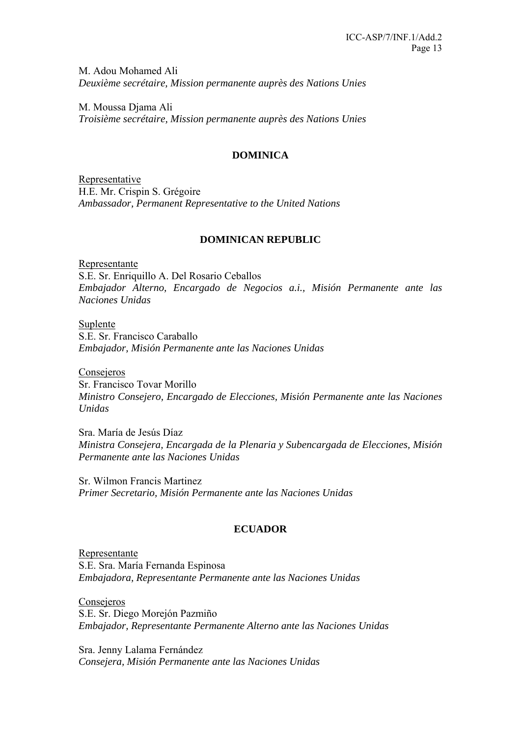M. Adou Mohamed Ali
*Deuxième secrétaire, Mission permanente auprès des Nations Unies*

M. Moussa Djama Ali
*Troisième secrétaire, Mission permanente auprès des Nations Unies*

## DOMINICA

Representative
H.E. Mr. Crispin S. Grégoire
*Ambassador, Permanent Representative to the United Nations*

## DOMINICAN REPUBLIC

Representante
S.E. Sr. Enriquillo A. Del Rosario Ceballos
*Embajador Alterno, Encargado de Negocios a.i., Misión Permanente ante las Naciones Unidas*

Suplente
S.E. Sr. Francisco Caraballo
*Embajador, Misión Permanente ante las Naciones Unidas*

Consejeros
Sr. Francisco Tovar Morillo
*Ministro Consejero, Encargado de Elecciones, Misión Permanente ante las Naciones Unidas*

Sra. María de Jesús Díaz
*Ministra Consejera, Encargada de la Plenaria y Subencargada de Elecciones, Misión Permanente ante las Naciones Unidas*

Sr. Wilmon Francis Martinez
*Primer Secretario, Misión Permanente ante las Naciones Unidas*

## ECUADOR

Representante
S.E. Sra. María Fernanda Espinosa
*Embajadora, Representante Permanente ante las Naciones Unidas*

Consejeros
S.E. Sr. Diego Morejón Pazmiño
*Embajador, Representante Permanente Alterno ante las Naciones Unidas*

Sra. Jenny Lalama Fernández
*Consejera, Misión Permanente ante las Naciones Unidas*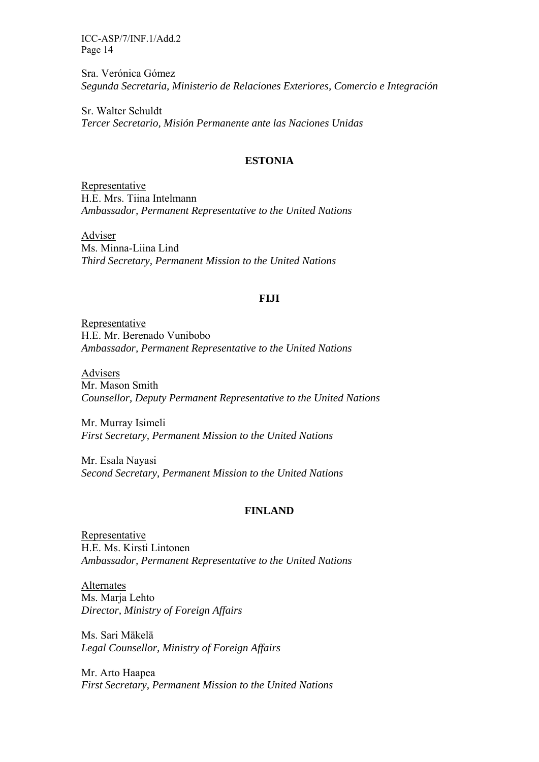Sra. Verónica Gómez
*Segunda Secretaria, Ministerio de Relaciones Exteriores, Comercio e Integración*

Sr. Walter Schuldt
*Tercer Secretario, Misión Permanente ante las Naciones Unidas*

## ESTONIA

Representative
H.E. Mrs. Tiina Intelmann
*Ambassador, Permanent Representative to the United Nations*

Adviser
Ms. Minna-Liina Lind
*Third Secretary, Permanent Mission to the United Nations*

## FIJI

Representative
H.E. Mr. Berenado Vunibobo
*Ambassador, Permanent Representative to the United Nations*

Advisers
Mr. Mason Smith
*Counsellor, Deputy Permanent Representative to the United Nations*

Mr. Murray Isimeli
*First Secretary, Permanent Mission to the United Nations*

Mr. Esala Nayasi
*Second Secretary, Permanent Mission to the United Nations*

## FINLAND

Representative
H.E. Ms. Kirsti Lintonen
*Ambassador, Permanent Representative to the United Nations*

Alternates
Ms. Marja Lehto
*Director, Ministry of Foreign Affairs*

Ms. Sari Mäkelä
*Legal Counsellor, Ministry of Foreign Affairs*

Mr. Arto Haapea
*First Secretary, Permanent Mission to the United Nations*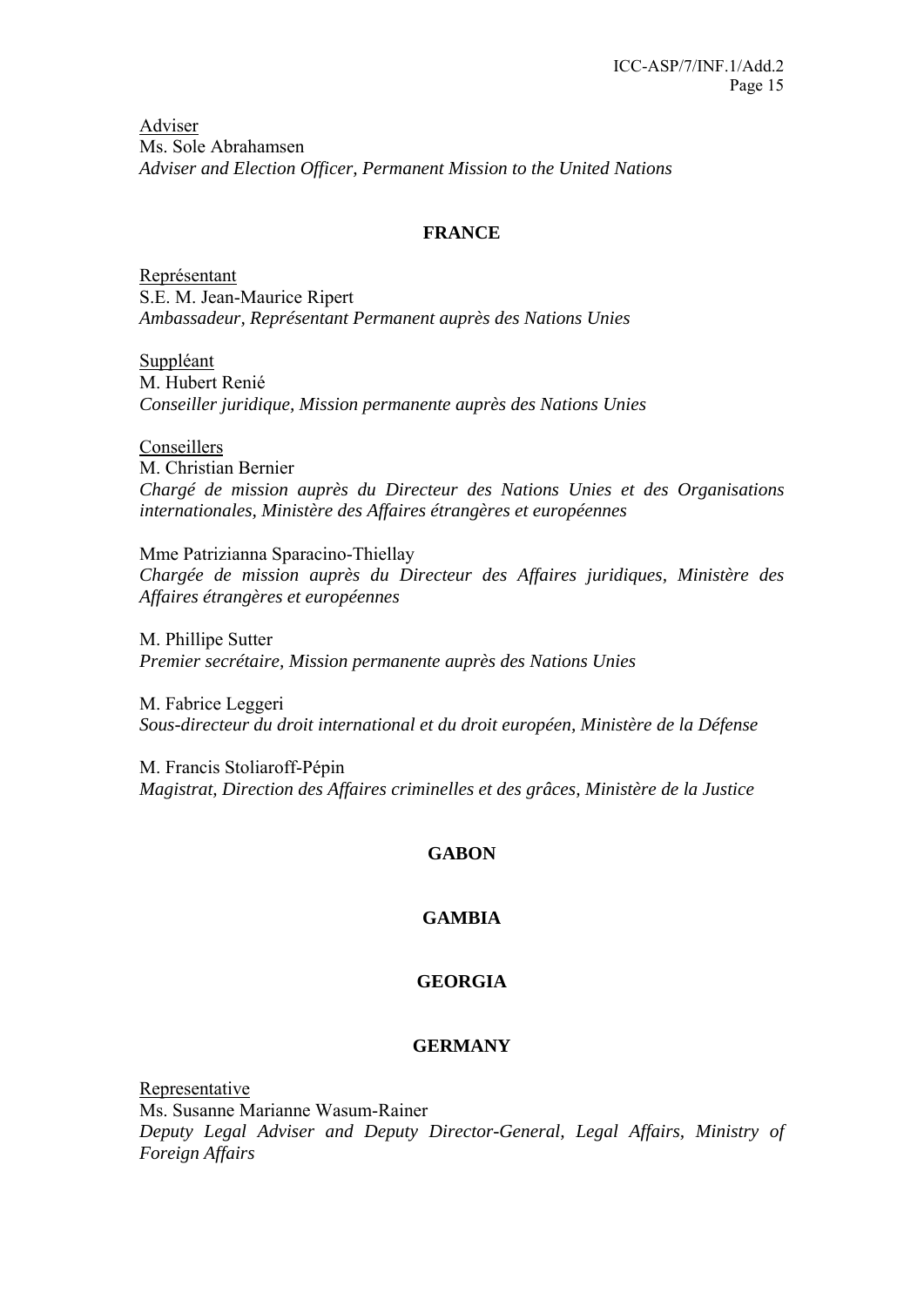Adviser
Ms. Sole Abrahamsen
*Adviser and Election Officer, Permanent Mission to the United Nations*

**FRANCE**

Représentant
S.E. M. Jean-Maurice Ripert
*Ambassadeur, Représentant Permanent auprès des Nations Unies*

Suppléant
M. Hubert Renié
*Conseiller juridique, Mission permanente auprès des Nations Unies*

Conseillers
M. Christian Bernier
*Chargé de mission auprès du Directeur des Nations Unies et des Organisations internationales, Ministère des Affaires étrangères et européennes*

Mme Patrizianna Sparacino-Thiellay
*Chargée de mission auprès du Directeur des Affaires juridiques, Ministère des Affaires étrangères et européennes*

M. Phillipe Sutter
*Premier secrétaire, Mission permanente auprès des Nations Unies*

M. Fabrice Leggeri
*Sous-directeur du droit international et du droit européen, Ministère de la Défense*

M. Francis Stoliaroff-Pépin
*Magistrat, Direction des Affaires criminelles et des grâces, Ministère de la Justice*

**GABON**

**GAMBIA**

**GEORGIA**

**GERMANY**

Representative
Ms. Susanne Marianne Wasum-Rainer
*Deputy Legal Adviser and Deputy Director-General, Legal Affairs, Ministry of Foreign Affairs*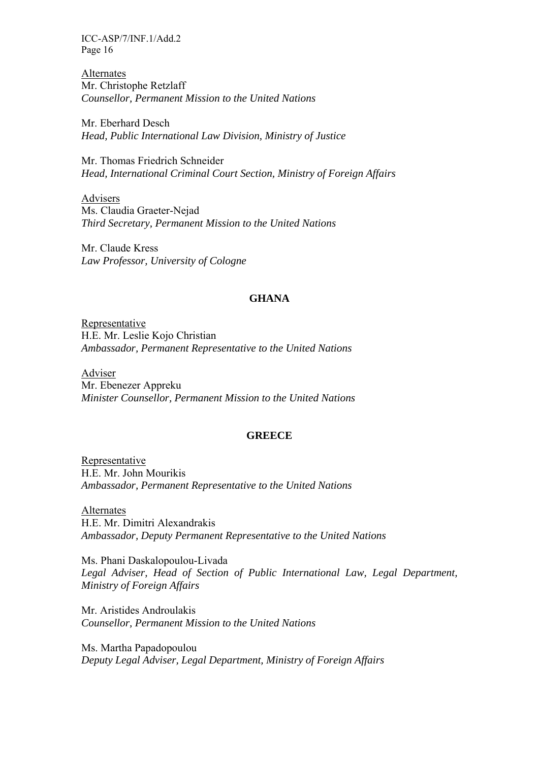Alternates
Mr. Christophe Retzlaff
*Counsellor, Permanent Mission to the United Nations*

Mr. Eberhard Desch
*Head, Public International Law Division, Ministry of Justice*

Mr. Thomas Friedrich Schneider
*Head, International Criminal Court Section, Ministry of Foreign Affairs*

Advisers
Ms. Claudia Graeter-Nejad
*Third Secretary, Permanent Mission to the United Nations*

Mr. Claude Kress
*Law Professor, University of Cologne*

**GHANA**

Representative
H.E. Mr. Leslie Kojo Christian
*Ambassador, Permanent Representative to the United Nations*

Adviser
Mr. Ebenezer Appreku
*Minister Counsellor, Permanent Mission to the United Nations*

**GREECE**

Representative
H.E. Mr. John Mourikis
*Ambassador, Permanent Representative to the United Nations*

Alternates
H.E. Mr. Dimitri Alexandrakis
*Ambassador, Deputy Permanent Representative to the United Nations*

Ms. Phani Daskalopoulou-Livada
*Legal Adviser, Head of Section of Public International Law, Legal Department, Ministry of Foreign Affairs*

Mr. Aristides Androulakis
*Counsellor, Permanent Mission to the United Nations*

Ms. Martha Papadopoulou
*Deputy Legal Adviser, Legal Department, Ministry of Foreign Affairs*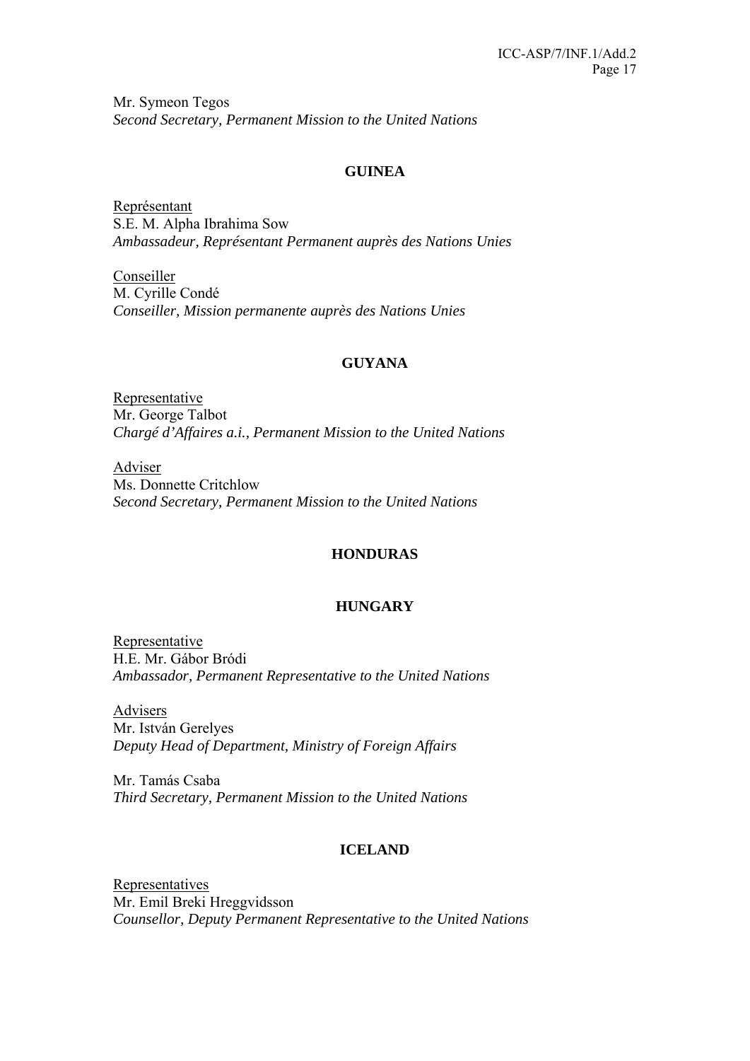Mr. Symeon Tegos
*Second Secretary, Permanent Mission to the United Nations*

**GUINEA**

Représentant
S.E. M. Alpha Ibrahima Sow
*Ambassadeur, Représentant Permanent auprès des Nations Unies*

Conseiller
M. Cyrille Condé
*Conseiller, Mission permanente auprès des Nations Unies*

**GUYANA**

Representative
Mr. George Talbot
*Chargé d'Affaires a.i., Permanent Mission to the United Nations*

Adviser
Ms. Donnette Critchlow
*Second Secretary, Permanent Mission to the United Nations*

**HONDURAS**

**HUNGARY**

Representative
H.E. Mr. Gábor Bródi
*Ambassador, Permanent Representative to the United Nations*

Advisers
Mr. István Gerelyes
*Deputy Head of Department, Ministry of Foreign Affairs*

Mr. Tamás Csaba
*Third Secretary, Permanent Mission to the United Nations*

**ICELAND**

Representatives
Mr. Emil Breki Hreggvidsson
*Counsellor, Deputy Permanent Representative to the United Nations*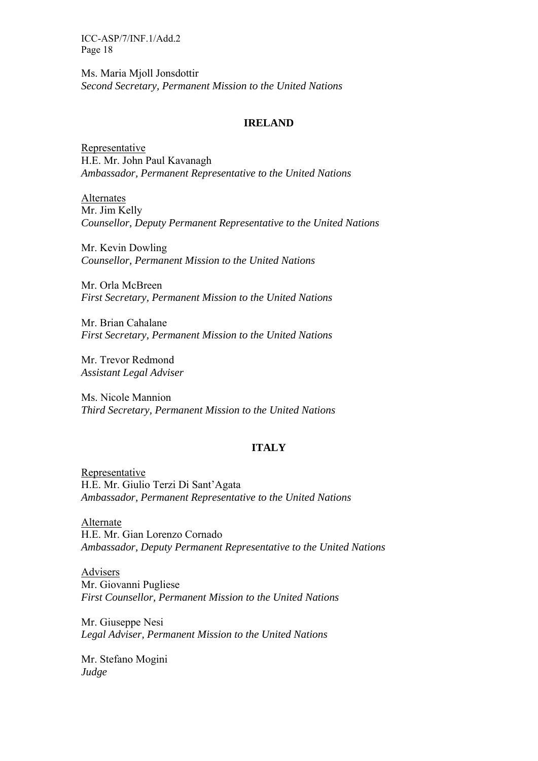Ms. Maria Mjoll Jonsdottir
*Second Secretary, Permanent Mission to the United Nations*

**IRELAND**

Representative
H.E. Mr. John Paul Kavanagh
*Ambassador, Permanent Representative to the United Nations*

Alternates
Mr. Jim Kelly
*Counsellor, Deputy Permanent Representative to the United Nations*

Mr. Kevin Dowling
*Counsellor, Permanent Mission to the United Nations*

Mr. Orla McBreen
*First Secretary, Permanent Mission to the United Nations*

Mr. Brian Cahalane
*First Secretary, Permanent Mission to the United Nations*

Mr. Trevor Redmond
*Assistant Legal Adviser*

Ms. Nicole Mannion
*Third Secretary, Permanent Mission to the United Nations*

**ITALY**

Representative
H.E. Mr. Giulio Terzi Di Sant'Agata
*Ambassador, Permanent Representative to the United Nations*

Alternate
H.E. Mr. Gian Lorenzo Cornado
*Ambassador, Deputy Permanent Representative to the United Nations*

Advisers
Mr. Giovanni Pugliese
*First Counsellor, Permanent Mission to the United Nations*

Mr. Giuseppe Nesi
*Legal Adviser, Permanent Mission to the United Nations*

Mr. Stefano Mogini
*Judge*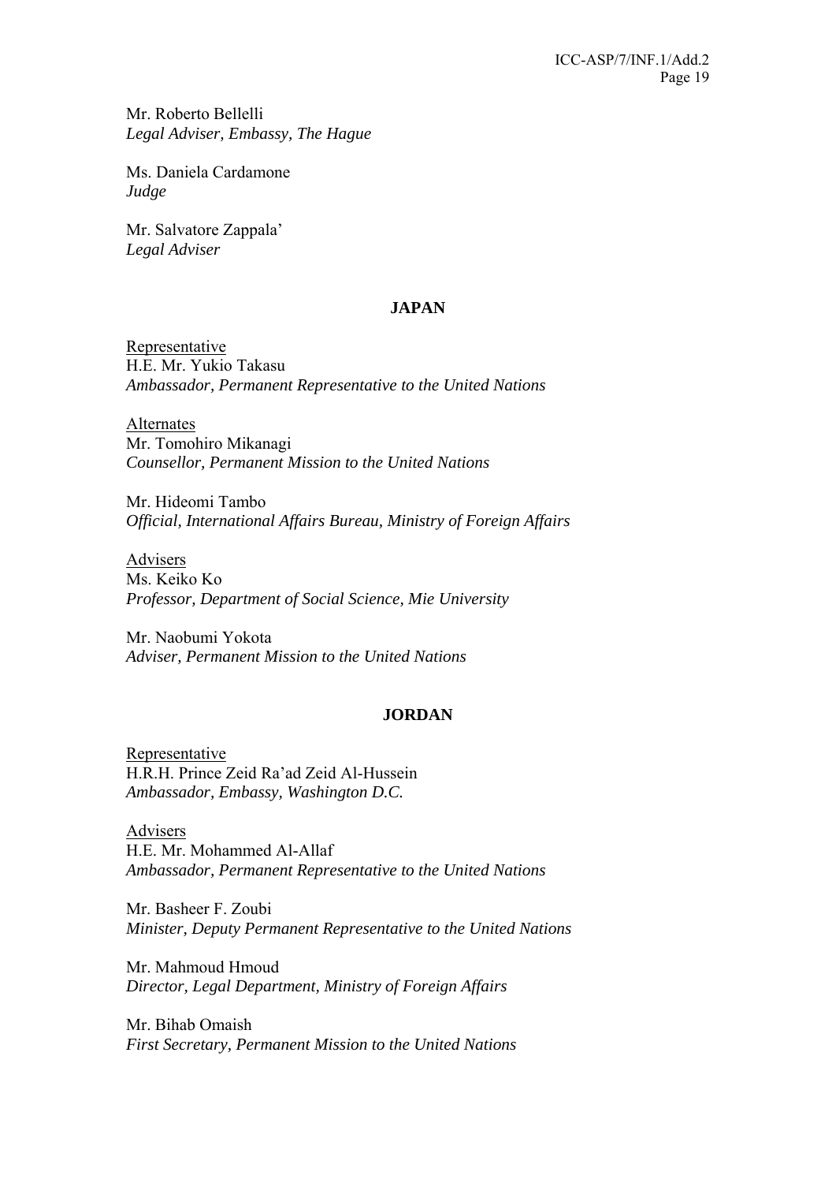Mr. Roberto Bellelli
*Legal Adviser, Embassy, The Hague*

Ms. Daniela Cardamone
*Judge*

Mr. Salvatore Zappala'
*Legal Adviser*

**JAPAN**

Representative
H.E. Mr. Yukio Takasu
*Ambassador, Permanent Representative to the United Nations*

Alternates
Mr. Tomohiro Mikanagi
*Counsellor, Permanent Mission to the United Nations*

Mr. Hideomi Tambo
*Official, International Affairs Bureau, Ministry of Foreign Affairs*

Advisers
Ms. Keiko Ko
*Professor, Department of Social Science, Mie University*

Mr. Naobumi Yokota
*Adviser, Permanent Mission to the United Nations*

**JORDAN**

Representative
H.R.H. Prince Zeid Ra'ad Zeid Al-Hussein
*Ambassador, Embassy, Washington D.C.*

Advisers
H.E. Mr. Mohammed Al-Allaf
*Ambassador, Permanent Representative to the United Nations*

Mr. Basheer F. Zoubi
*Minister, Deputy Permanent Representative to the United Nations*

Mr. Mahmoud Hmoud
*Director, Legal Department, Ministry of Foreign Affairs*

Mr. Bihab Omaish
*First Secretary, Permanent Mission to the United Nations*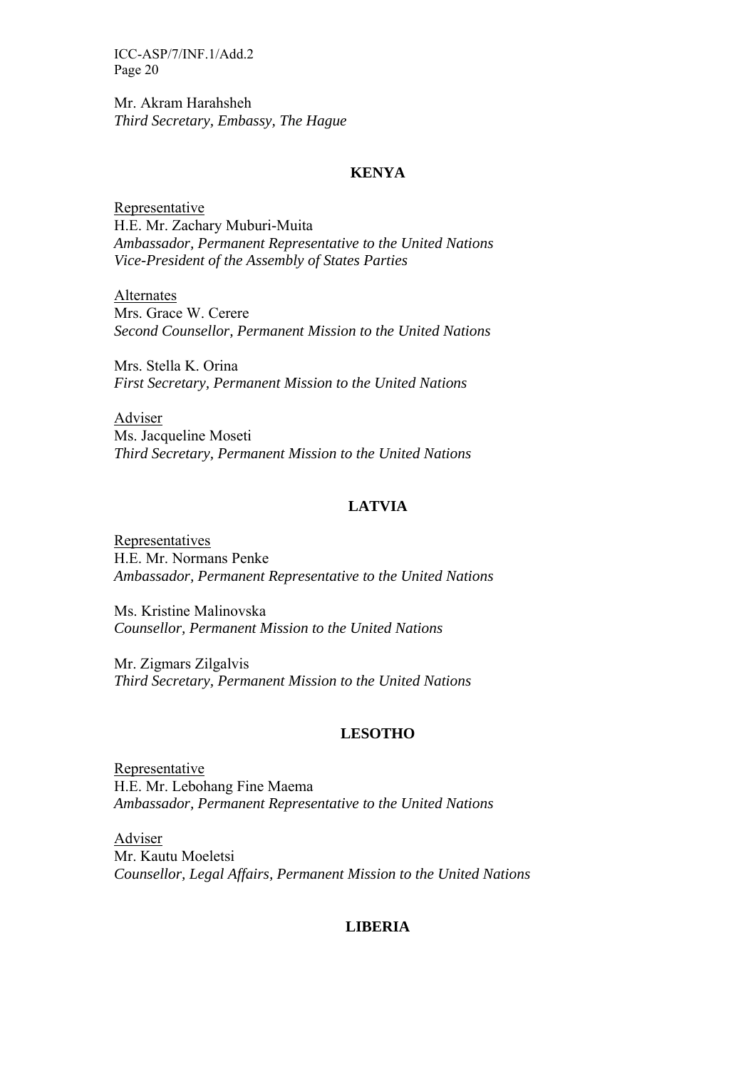Mr. Akram Harahsheh
*Third Secretary, Embassy, The Hague*

**KENYA**

Representative
H.E. Mr. Zachary Muburi-Muita
*Ambassador, Permanent Representative to the United Nations*
*Vice-President of the Assembly of States Parties*

Alternates
Mrs. Grace W. Cerere
*Second Counsellor, Permanent Mission to the United Nations*

Mrs. Stella K. Orina
*First Secretary, Permanent Mission to the United Nations*

Adviser
Ms. Jacqueline Moseti
*Third Secretary, Permanent Mission to the United Nations*

**LATVIA**

Representatives
H.E. Mr. Normans Penke
*Ambassador, Permanent Representative to the United Nations*

Ms. Kristine Malinovska
*Counsellor, Permanent Mission to the United Nations*

Mr. Zigmars Zilgalvis
*Third Secretary, Permanent Mission to the United Nations*

**LESOTHO**

Representative
H.E. Mr. Lebohang Fine Maema
*Ambassador, Permanent Representative to the United Nations*

Adviser
Mr. Kautu Moeletsi
*Counsellor, Legal Affairs, Permanent Mission to the United Nations*

**LIBERIA**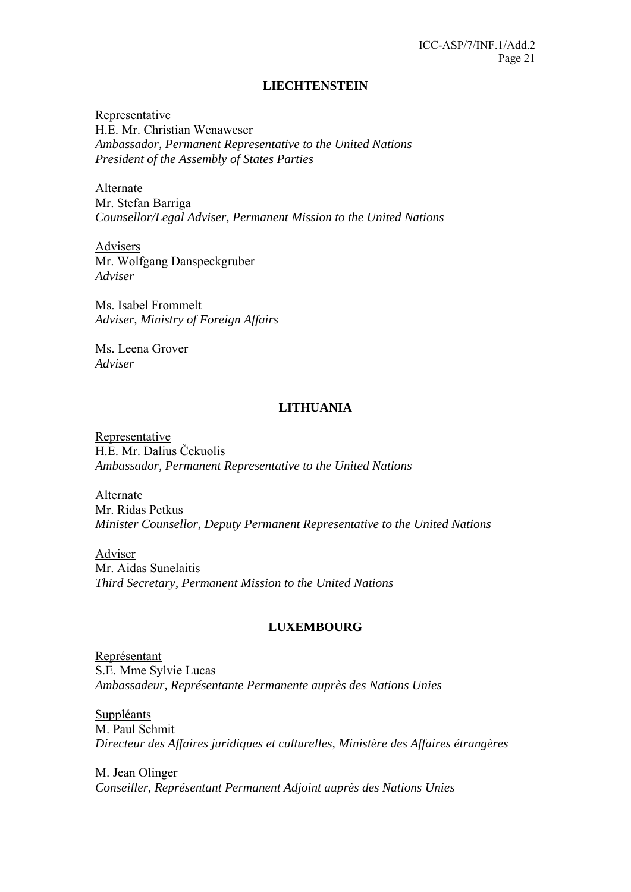## LIECHTENSTEIN

Representative
H.E. Mr. Christian Wenaweser
*Ambassador, Permanent Representative to the United Nations*
*President of the Assembly of States Parties*

Alternate
Mr. Stefan Barriga
*Counsellor/Legal Adviser, Permanent Mission to the United Nations*

Advisers
Mr. Wolfgang Danspeckgruber
*Adviser*

Ms. Isabel Frommelt
*Adviser, Ministry of Foreign Affairs*

Ms. Leena Grover
*Adviser*

## LITHUANIA

Representative
H.E. Mr. Dalius Čekuolis
*Ambassador, Permanent Representative to the United Nations*

Alternate
Mr. Ridas Petkus
*Minister Counsellor, Deputy Permanent Representative to the United Nations*

Adviser
Mr. Aidas Sunelaitis
*Third Secretary, Permanent Mission to the United Nations*

## LUXEMBOURG

Représentant
S.E. Mme Sylvie Lucas
*Ambassadeur, Représentante Permanente auprès des Nations Unies*

Suppléants
M. Paul Schmit
*Directeur des Affaires juridiques et culturelles, Ministère des Affaires étrangères*

M. Jean Olinger
*Conseiller, Représentant Permanent Adjoint auprès des Nations Unies*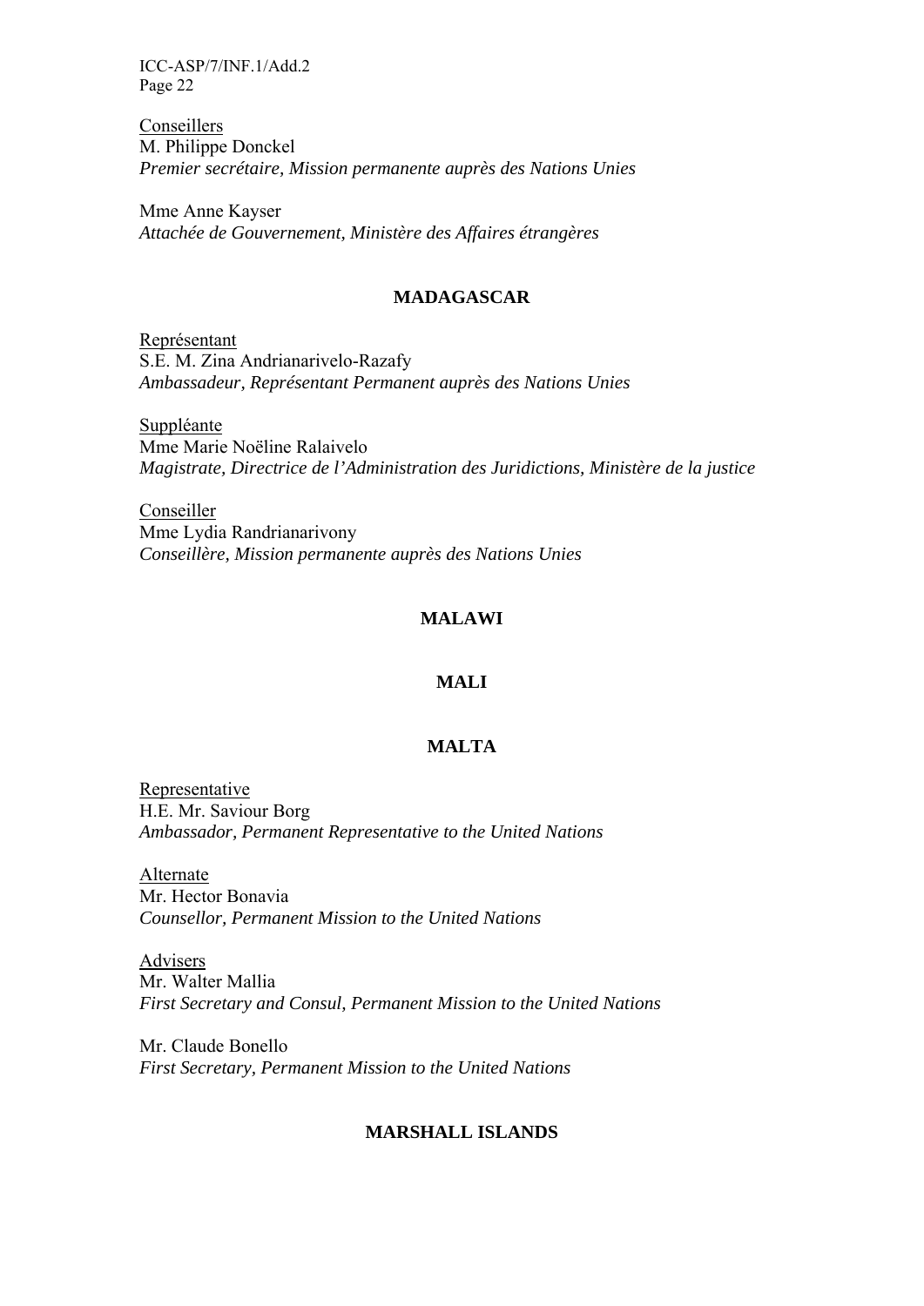Conseillers
M. Philippe Donckel
*Premier secrétaire, Mission permanente auprès des Nations Unies*

Mme Anne Kayser
*Attachée de Gouvernement, Ministère des Affaires étrangères*

**MADAGASCAR**

Représentant
S.E. M. Zina Andrianarivelo-Razafy
*Ambassadeur, Représentant Permanent auprès des Nations Unies*

Suppléante
Mme Marie Noëline Ralaivelo
*Magistrate, Directrice de l'Administration des Juridictions, Ministère de la justice*

Conseiller
Mme Lydia Randrianarivony
*Conseillère, Mission permanente auprès des Nations Unies*

**MALAWI**

**MALI**

**MALTA**

Representative
H.E. Mr. Saviour Borg
*Ambassador, Permanent Representative to the United Nations*

Alternate
Mr. Hector Bonavia
*Counsellor, Permanent Mission to the United Nations*

Advisers
Mr. Walter Mallia
*First Secretary and Consul, Permanent Mission to the United Nations*

Mr. Claude Bonello
*First Secretary, Permanent Mission to the United Nations*

**MARSHALL ISLANDS**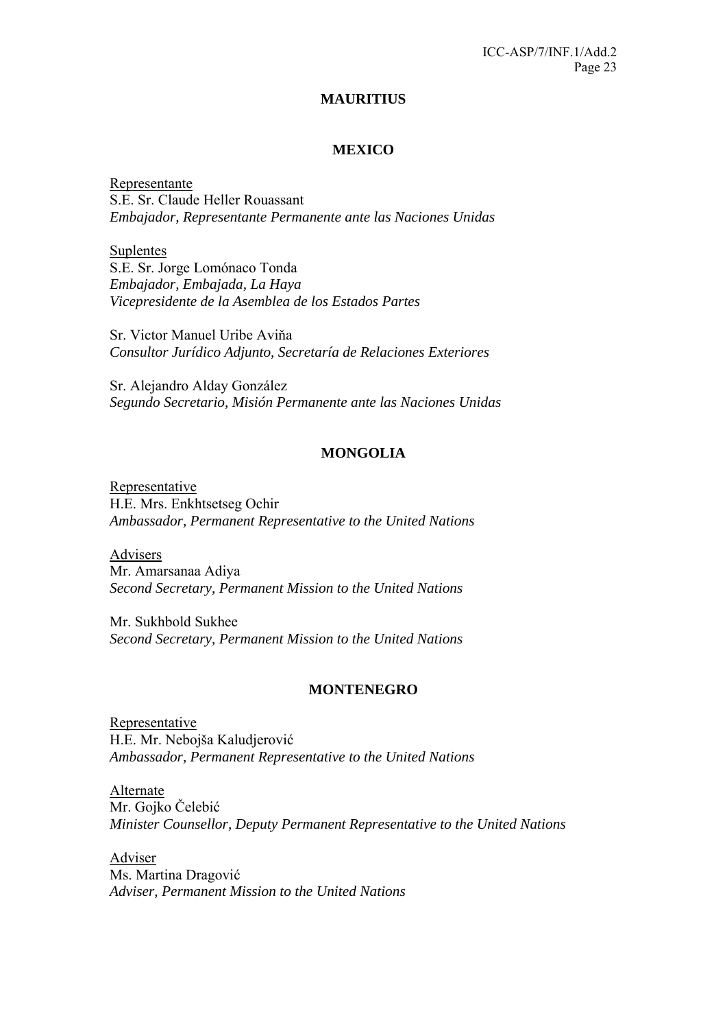## MAURITIUS

## MEXICO

Representante
S.E. Sr. Claude Heller Rouassant
*Embajador, Representante Permanente ante las Naciones Unidas*

Suplentes
S.E. Sr. Jorge Lomónaco Tonda
*Embajador, Embajada, La Haya*
*Vicepresidente de la Asemblea de los Estados Partes*

Sr. Victor Manuel Uribe Aviña
*Consultor Jurídico Adjunto, Secretaría de Relaciones Exteriores*

Sr. Alejandro Alday González
*Segundo Secretario, Misión Permanente ante las Naciones Unidas*

## MONGOLIA

Representative
H.E. Mrs. Enkhtsetseg Ochir
*Ambassador, Permanent Representative to the United Nations*

Advisers
Mr. Amarsanaa Adiya
*Second Secretary, Permanent Mission to the United Nations*

Mr. Sukhbold Sukhee
*Second Secretary, Permanent Mission to the United Nations*

## MONTENEGRO

Representative
H.E. Mr. Nebojša Kaludjerović
*Ambassador, Permanent Representative to the United Nations*

Alternate
Mr. Gojko Čelebić
*Minister Counsellor, Deputy Permanent Representative to the United Nations*

Adviser
Ms. Martina Dragović
*Adviser, Permanent Mission to the United Nations*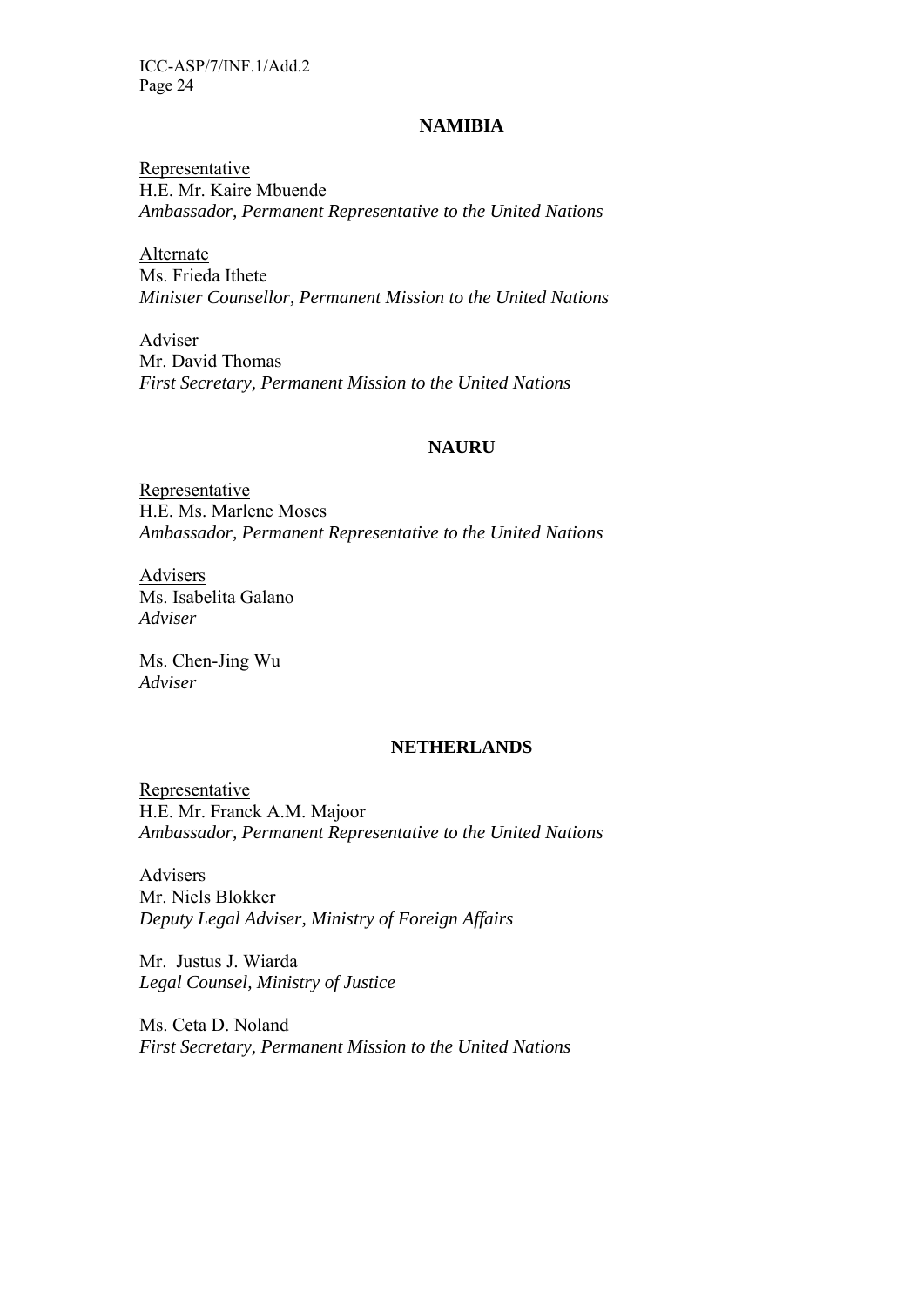## NAMIBIA

<u>Representative</u>
H.E. Mr. Kaire Mbuende
*Ambassador, Permanent Representative to the United Nations*

<u>Alternate</u>
Ms. Frieda Ithete
*Minister Counsellor, Permanent Mission to the United Nations*

<u>Adviser</u>
Mr. David Thomas
*First Secretary, Permanent Mission to the United Nations*

## NAURU

<u>Representative</u>
H.E. Ms. Marlene Moses
*Ambassador, Permanent Representative to the United Nations*

<u>Advisers</u>
Ms. Isabelita Galano
*Adviser*

Ms. Chen-Jing Wu
*Adviser*

## NETHERLANDS

<u>Representative</u>
H.E. Mr. Franck A.M. Majoor
*Ambassador, Permanent Representative to the United Nations*

<u>Advisers</u>
Mr. Niels Blokker
*Deputy Legal Adviser, Ministry of Foreign Affairs*

Mr. Justus J. Wiarda
*Legal Counsel, Ministry of Justice*

Ms. Ceta D. Noland
*First Secretary, Permanent Mission to the United Nations*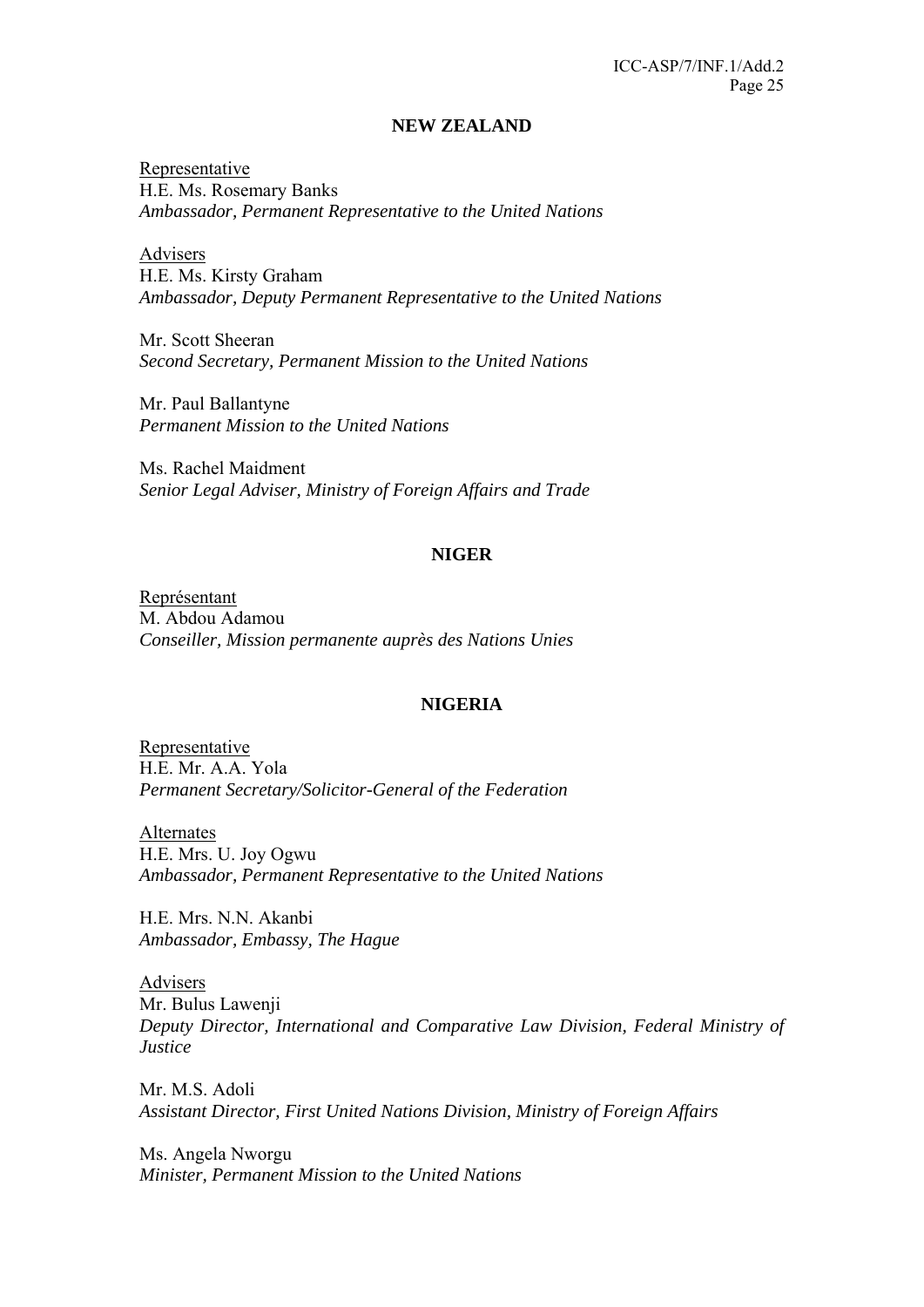**NEW ZEALAND**

Representative
H.E. Ms. Rosemary Banks
*Ambassador, Permanent Representative to the United Nations*

Advisers
H.E. Ms. Kirsty Graham
*Ambassador, Deputy Permanent Representative to the United Nations*

Mr. Scott Sheeran
*Second Secretary, Permanent Mission to the United Nations*

Mr. Paul Ballantyne
*Permanent Mission to the United Nations*

Ms. Rachel Maidment
*Senior Legal Adviser, Ministry of Foreign Affairs and Trade*

**NIGER**

Représentant
M. Abdou Adamou
*Conseiller, Mission permanente auprès des Nations Unies*

**NIGERIA**

Representative
H.E. Mr. A.A. Yola
*Permanent Secretary/Solicitor-General of the Federation*

Alternates
H.E. Mrs. U. Joy Ogwu
*Ambassador, Permanent Representative to the United Nations*

H.E. Mrs. N.N. Akanbi
*Ambassador, Embassy, The Hague*

Advisers
Mr. Bulus Lawenji
*Deputy Director, International and Comparative Law Division, Federal Ministry of Justice*

Mr. M.S. Adoli
*Assistant Director, First United Nations Division, Ministry of Foreign Affairs*

Ms. Angela Nworgu
*Minister, Permanent Mission to the United Nations*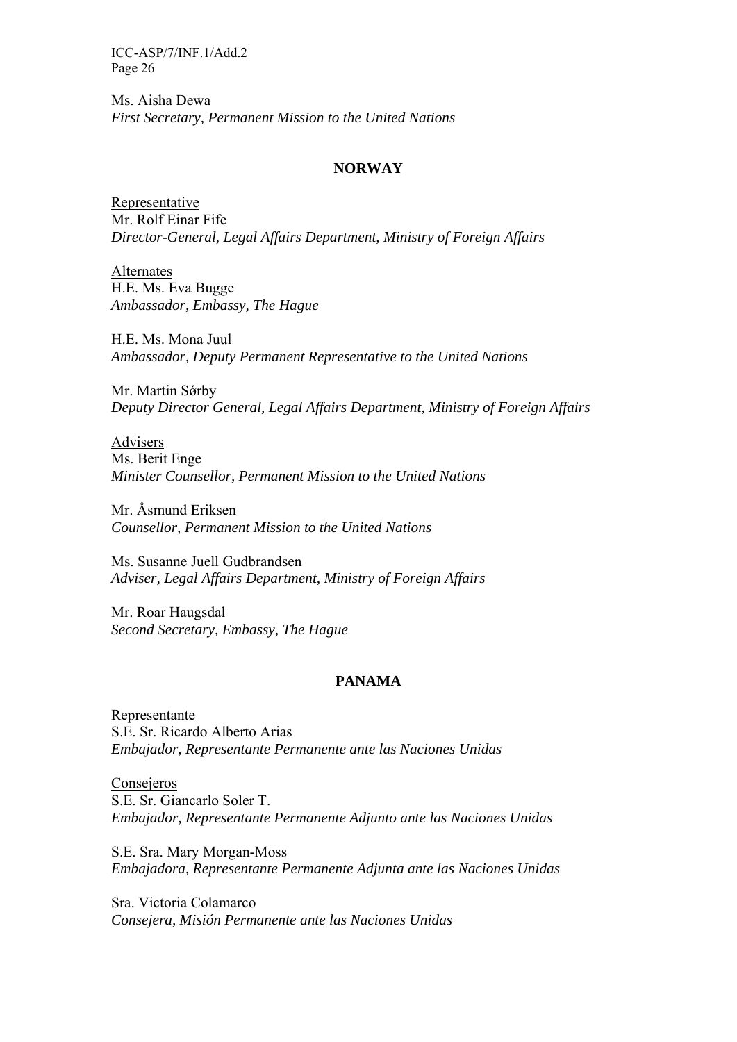Ms. Aisha Dewa
*First Secretary, Permanent Mission to the United Nations*

## NORWAY

Representative
Mr. Rolf Einar Fife
*Director-General, Legal Affairs Department, Ministry of Foreign Affairs*

Alternates
H.E. Ms. Eva Bugge
*Ambassador, Embassy, The Hague*

H.E. Ms. Mona Juul
*Ambassador, Deputy Permanent Representative to the United Nations*

Mr. Martin Sǿrby
*Deputy Director General, Legal Affairs Department, Ministry of Foreign Affairs*

Advisers
Ms. Berit Enge
*Minister Counsellor, Permanent Mission to the United Nations*

Mr. Åsmund Eriksen
*Counsellor, Permanent Mission to the United Nations*

Ms. Susanne Juell Gudbrandsen
*Adviser, Legal Affairs Department, Ministry of Foreign Affairs*

Mr. Roar Haugsdal
*Second Secretary, Embassy, The Hague*

## PANAMA

Representante
S.E. Sr. Ricardo Alberto Arias
*Embajador, Representante Permanente ante las Naciones Unidas*

Consejeros
S.E. Sr. Giancarlo Soler T.
*Embajador, Representante Permanente Adjunto ante las Naciones Unidas*

S.E. Sra. Mary Morgan-Moss
*Embajadora, Representante Permanente Adjunta ante las Naciones Unidas*

Sra. Victoria Colamarco
*Consejera, Misión Permanente ante las Naciones Unidas*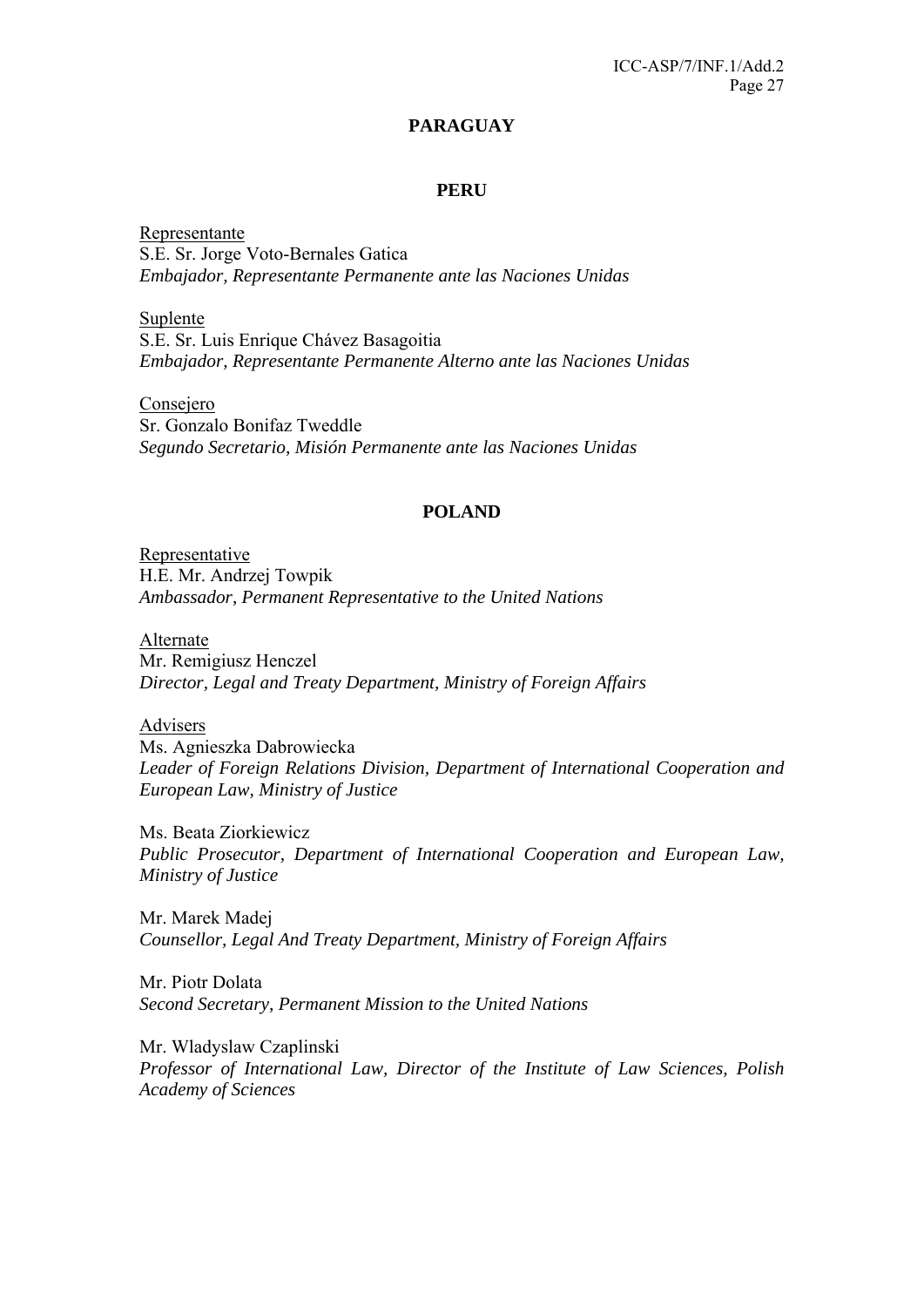**PARAGUAY**

**PERU**

Representante
S.E. Sr. Jorge Voto-Bernales Gatica
*Embajador, Representante Permanente ante las Naciones Unidas*

Suplente
S.E. Sr. Luis Enrique Chávez Basagoitia
*Embajador, Representante Permanente Alterno ante las Naciones Unidas*

Consejero
Sr. Gonzalo Bonifaz Tweddle
*Segundo Secretario, Misión Permanente ante las Naciones Unidas*

**POLAND**

Representative
H.E. Mr. Andrzej Towpik
*Ambassador, Permanent Representative to the United Nations*

Alternate
Mr. Remigiusz Henczel
*Director, Legal and Treaty Department, Ministry of Foreign Affairs*

Advisers
Ms. Agnieszka Dabrowiecka
*Leader of Foreign Relations Division, Department of International Cooperation and European Law, Ministry of Justice*

Ms. Beata Ziorkiewicz
*Public Prosecutor, Department of International Cooperation and European Law, Ministry of Justice*

Mr. Marek Madej
*Counsellor, Legal And Treaty Department, Ministry of Foreign Affairs*

Mr. Piotr Dolata
*Second Secretary, Permanent Mission to the United Nations*

Mr. Wladyslaw Czaplinski
*Professor of International Law, Director of the Institute of Law Sciences, Polish Academy of Sciences*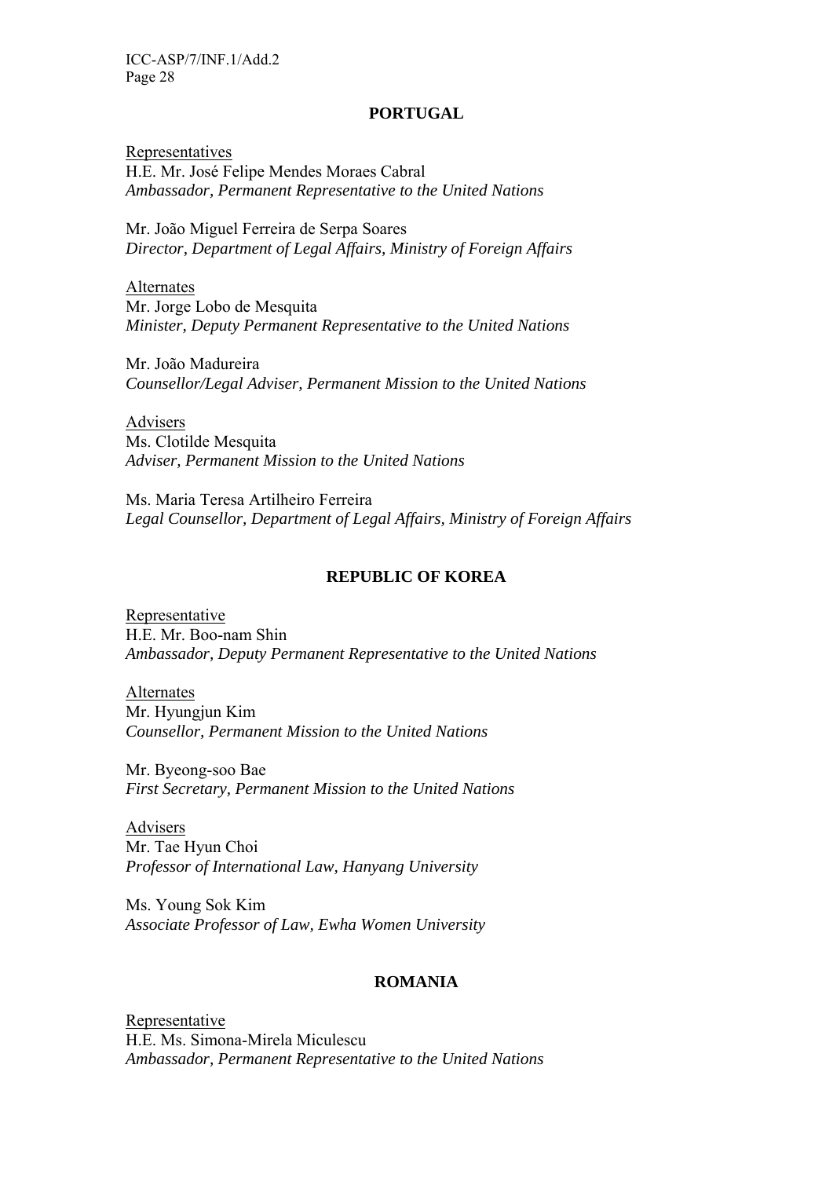## PORTUGAL

Representatives
H.E. Mr. José Felipe Mendes Moraes Cabral
*Ambassador, Permanent Representative to the United Nations*

Mr. João Miguel Ferreira de Serpa Soares
*Director, Department of Legal Affairs, Ministry of Foreign Affairs*

Alternates
Mr. Jorge Lobo de Mesquita
*Minister, Deputy Permanent Representative to the United Nations*

Mr. João Madureira
*Counsellor/Legal Adviser, Permanent Mission to the United Nations*

Advisers
Ms. Clotilde Mesquita
*Adviser, Permanent Mission to the United Nations*

Ms. Maria Teresa Artilheiro Ferreira
*Legal Counsellor, Department of Legal Affairs, Ministry of Foreign Affairs*

## REPUBLIC OF KOREA

Representative
H.E. Mr. Boo-nam Shin
*Ambassador, Deputy Permanent Representative to the United Nations*

Alternates
Mr. Hyungjun Kim
*Counsellor, Permanent Mission to the United Nations*

Mr. Byeong-soo Bae
*First Secretary, Permanent Mission to the United Nations*

Advisers
Mr. Tae Hyun Choi
*Professor of International Law, Hanyang University*

Ms. Young Sok Kim
*Associate Professor of Law, Ewha Women University*

## ROMANIA

Representative
H.E. Ms. Simona-Mirela Miculescu
*Ambassador, Permanent Representative to the United Nations*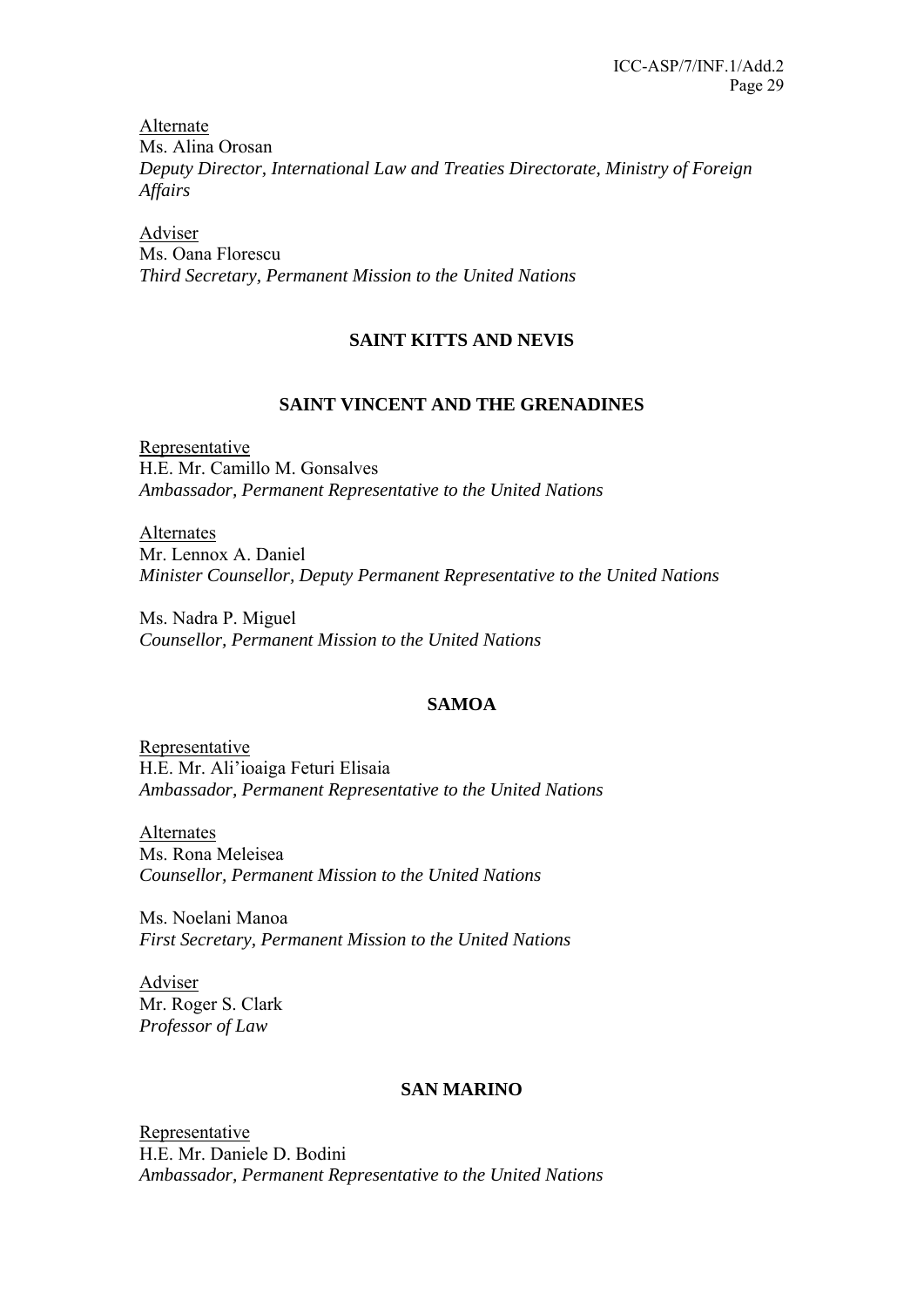Alternate
Ms. Alina Orosan
*Deputy Director, International Law and Treaties Directorate, Ministry of Foreign Affairs*

Adviser
Ms. Oana Florescu
*Third Secretary, Permanent Mission to the United Nations*

**SAINT KITTS AND NEVIS**

**SAINT VINCENT AND THE GRENADINES**

Representative
H.E. Mr. Camillo M. Gonsalves
*Ambassador, Permanent Representative to the United Nations*

Alternates
Mr. Lennox A. Daniel
*Minister Counsellor, Deputy Permanent Representative to the United Nations*

Ms. Nadra P. Miguel
*Counsellor, Permanent Mission to the United Nations*

**SAMOA**

Representative
H.E. Mr. Ali'ioaiga Feturi Elisaia
*Ambassador, Permanent Representative to the United Nations*

Alternates
Ms. Rona Meleisea
*Counsellor, Permanent Mission to the United Nations*

Ms. Noelani Manoa
*First Secretary, Permanent Mission to the United Nations*

Adviser
Mr. Roger S. Clark
*Professor of Law*

**SAN MARINO**

Representative
H.E. Mr. Daniele D. Bodini
*Ambassador, Permanent Representative to the United Nations*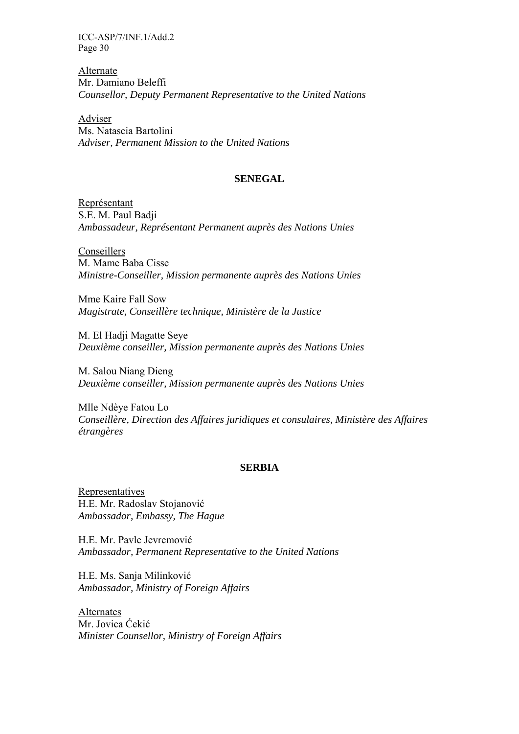<u>Alternate</u>
Mr. Damiano Beleffi
*Counsellor, Deputy Permanent Representative to the United Nations*

<u>Adviser</u>
Ms. Natascia Bartolini
*Adviser, Permanent Mission to the United Nations*

**SENEGAL**

<u>Représentant</u>
S.E. M. Paul Badji
*Ambassadeur, Représentant Permanent auprès des Nations Unies*

<u>Conseillers</u>
M. Mame Baba Cisse
*Ministre-Conseiller, Mission permanente auprès des Nations Unies*

Mme Kaire Fall Sow
*Magistrate, Conseillère technique, Ministère de la Justice*

M. El Hadji Magatte Seye
*Deuxième conseiller, Mission permanente auprès des Nations Unies*

M. Salou Niang Dieng
*Deuxième conseiller, Mission permanente auprès des Nations Unies*

Mlle Ndèye Fatou Lo
*Conseillère, Direction des Affaires juridiques et consulaires, Ministère des Affaires étrangères*

**SERBIA**

<u>Representatives</u>
H.E. Mr. Radoslav Stojanović
*Ambassador, Embassy, The Hague*

H.E. Mr. Pavle Jevremović
*Ambassador, Permanent Representative to the United Nations*

H.E. Ms. Sanja Milinković
*Ambassador, Ministry of Foreign Affairs*

<u>Alternates</u>
Mr. Jovica Ćekić
*Minister Counsellor, Ministry of Foreign Affairs*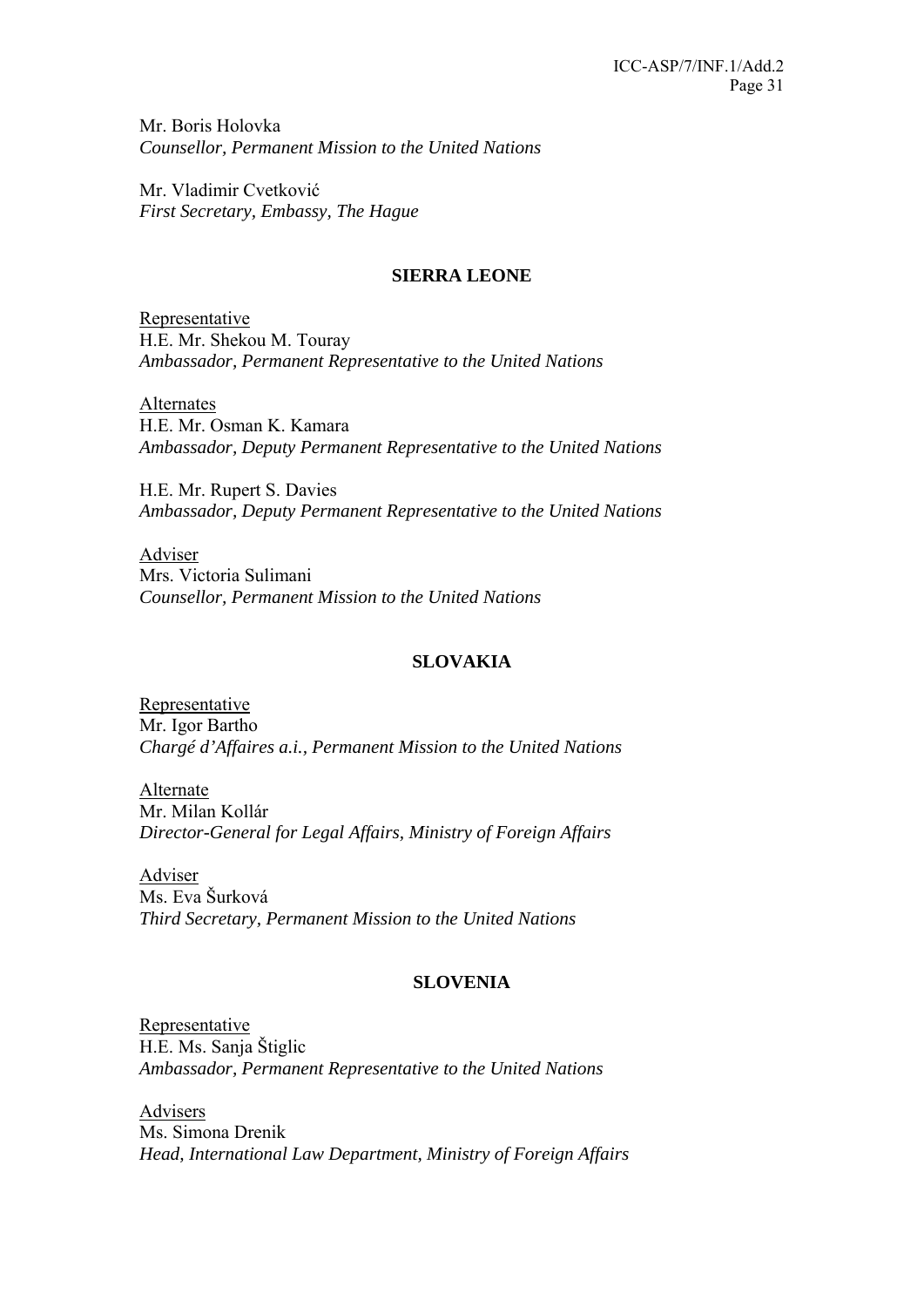Mr. Boris Holovka
*Counsellor, Permanent Mission to the United Nations*

Mr. Vladimir Cvetković
*First Secretary, Embassy, The Hague*

**SIERRA LEONE**

Representative
H.E. Mr. Shekou M. Touray
*Ambassador, Permanent Representative to the United Nations*

Alternates
H.E. Mr. Osman K. Kamara
*Ambassador, Deputy Permanent Representative to the United Nations*

H.E. Mr. Rupert S. Davies
*Ambassador, Deputy Permanent Representative to the United Nations*

Adviser
Mrs. Victoria Sulimani
*Counsellor, Permanent Mission to the United Nations*

**SLOVAKIA**

Representative
Mr. Igor Bartho
*Chargé d'Affaires a.i., Permanent Mission to the United Nations*

Alternate
Mr. Milan Kollár
*Director-General for Legal Affairs, Ministry of Foreign Affairs*

Adviser
Ms. Eva Šurková
*Third Secretary, Permanent Mission to the United Nations*

**SLOVENIA**

Representative
H.E. Ms. Sanja Štiglic
*Ambassador, Permanent Representative to the United Nations*

Advisers
Ms. Simona Drenik
*Head, International Law Department, Ministry of Foreign Affairs*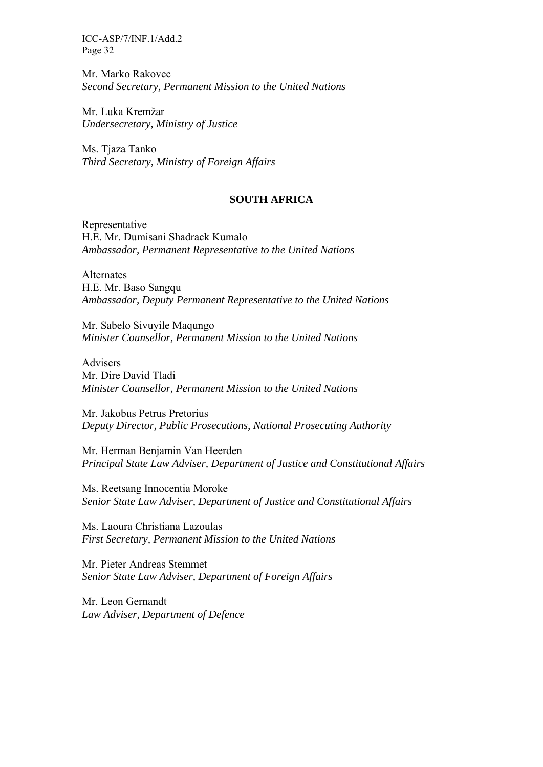Mr. Marko Rakovec
*Second Secretary, Permanent Mission to the United Nations*

Mr. Luka Kremžar
*Undersecretary, Ministry of Justice*

Ms. Tjaza Tanko
*Third Secretary, Ministry of Foreign Affairs*

## SOUTH AFRICA

Representative
H.E. Mr. Dumisani Shadrack Kumalo
*Ambassador, Permanent Representative to the United Nations*

Alternates
H.E. Mr. Baso Sangqu
*Ambassador, Deputy Permanent Representative to the United Nations*

Mr. Sabelo Sivuyile Maqungo
*Minister Counsellor, Permanent Mission to the United Nations*

Advisers
Mr. Dire David Tladi
*Minister Counsellor, Permanent Mission to the United Nations*

Mr. Jakobus Petrus Pretorius
*Deputy Director, Public Prosecutions, National Prosecuting Authority*

Mr. Herman Benjamin Van Heerden
*Principal State Law Adviser, Department of Justice and Constitutional Affairs*

Ms. Reetsang Innocentia Moroke
*Senior State Law Adviser, Department of Justice and Constitutional Affairs*

Ms. Laoura Christiana Lazoulas
*First Secretary, Permanent Mission to the United Nations*

Mr. Pieter Andreas Stemmet
*Senior State Law Adviser, Department of Foreign Affairs*

Mr. Leon Gernandt
*Law Adviser, Department of Defence*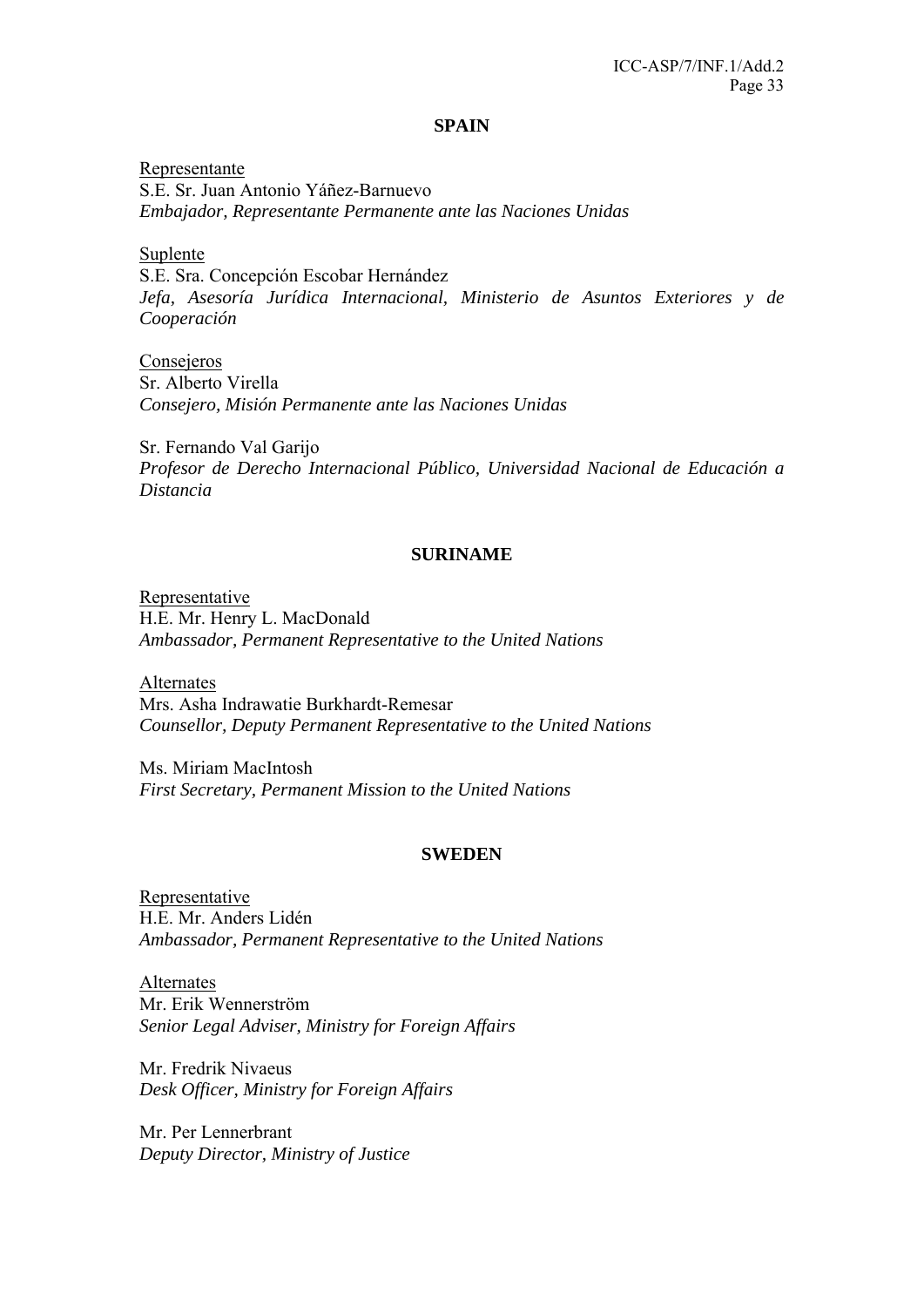**SPAIN**

Representante
S.E. Sr. Juan Antonio Yáñez-Barnuevo
*Embajador, Representante Permanente ante las Naciones Unidas*

Suplente
S.E. Sra. Concepción Escobar Hernández
*Jefa, Asesoría Jurídica Internacional, Ministerio de Asuntos Exteriores y de Cooperación*

Consejeros
Sr. Alberto Virella
*Consejero, Misión Permanente ante las Naciones Unidas*

Sr. Fernando Val Garijo
*Profesor de Derecho Internacional Público, Universidad Nacional de Educación a Distancia*

**SURINAME**

Representative
H.E. Mr. Henry L. MacDonald
*Ambassador, Permanent Representative to the United Nations*

Alternates
Mrs. Asha Indrawatie Burkhardt-Remesar
*Counsellor, Deputy Permanent Representative to the United Nations*

Ms. Miriam MacIntosh
*First Secretary, Permanent Mission to the United Nations*

**SWEDEN**

Representative
H.E. Mr. Anders Lidén
*Ambassador, Permanent Representative to the United Nations*

Alternates
Mr. Erik Wennerström
*Senior Legal Adviser, Ministry for Foreign Affairs*

Mr. Fredrik Nivaeus
*Desk Officer, Ministry for Foreign Affairs*

Mr. Per Lennerbrant
*Deputy Director, Ministry of Justice*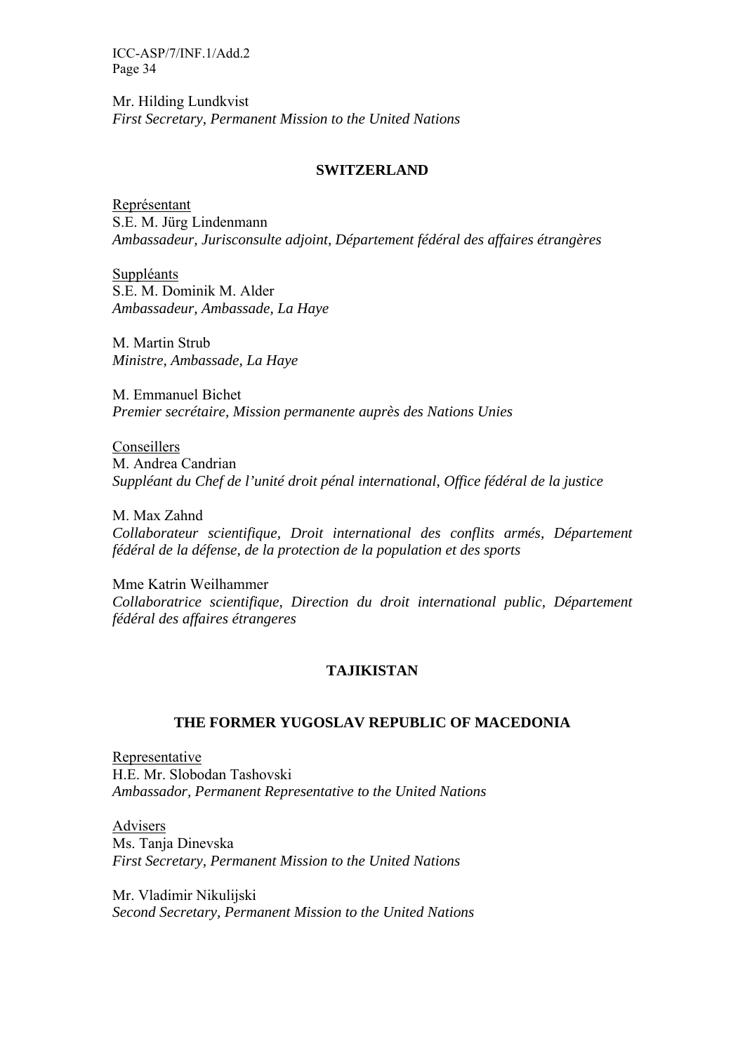Mr. Hilding Lundkvist
*First Secretary, Permanent Mission to the United Nations*

**SWITZERLAND**

Représentant
S.E. M. Jürg Lindenmann
*Ambassadeur, Jurisconsulte adjoint, Département fédéral des affaires étrangères*

Suppléants
S.E. M. Dominik M. Alder
*Ambassadeur, Ambassade, La Haye*

M. Martin Strub
*Ministre, Ambassade, La Haye*

M. Emmanuel Bichet
*Premier secrétaire, Mission permanente auprès des Nations Unies*

Conseillers
M. Andrea Candrian
*Suppléant du Chef de l'unité droit pénal international, Office fédéral de la justice*

M. Max Zahnd
*Collaborateur scientifique, Droit international des conflits armés, Département fédéral de la défense, de la protection de la population et des sports*

Mme Katrin Weilhammer
*Collaboratrice scientifique, Direction du droit international public, Département fédéral des affaires étrangeres*

**TAJIKISTAN**

**THE FORMER YUGOSLAV REPUBLIC OF MACEDONIA**

Representative
H.E. Mr. Slobodan Tashovski
*Ambassador, Permanent Representative to the United Nations*

Advisers
Ms. Tanja Dinevska
*First Secretary, Permanent Mission to the United Nations*

Mr. Vladimir Nikulijski
*Second Secretary, Permanent Mission to the United Nations*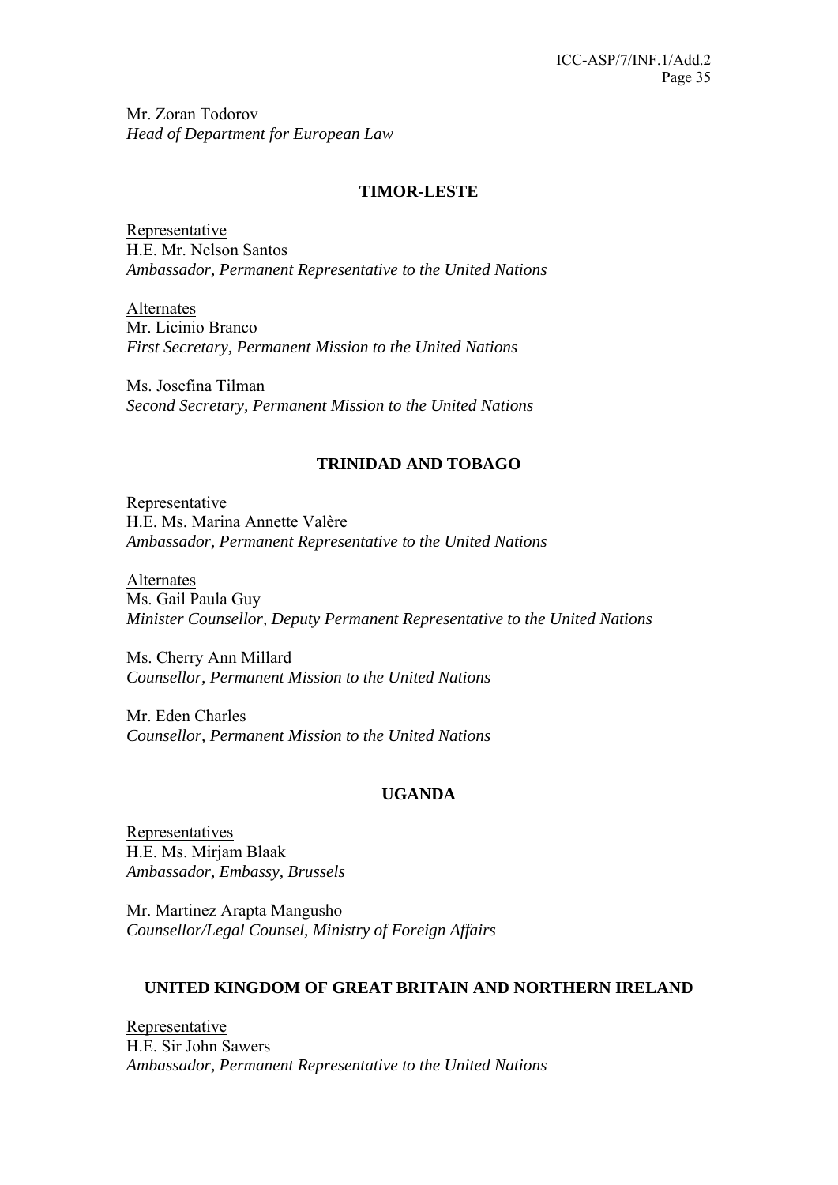Mr. Zoran Todorov
*Head of Department for European Law*

**TIMOR-LESTE**

Representative
H.E. Mr. Nelson Santos
*Ambassador, Permanent Representative to the United Nations*

Alternates
Mr. Licinio Branco
*First Secretary, Permanent Mission to the United Nations*

Ms. Josefina Tilman
*Second Secretary, Permanent Mission to the United Nations*

**TRINIDAD AND TOBAGO**

Representative
H.E. Ms. Marina Annette Valère
*Ambassador, Permanent Representative to the United Nations*

Alternates
Ms. Gail Paula Guy
*Minister Counsellor, Deputy Permanent Representative to the United Nations*

Ms. Cherry Ann Millard
*Counsellor, Permanent Mission to the United Nations*

Mr. Eden Charles
*Counsellor, Permanent Mission to the United Nations*

**UGANDA**

Representatives
H.E. Ms. Mirjam Blaak
*Ambassador, Embassy, Brussels*

Mr. Martinez Arapta Mangusho
*Counsellor/Legal Counsel, Ministry of Foreign Affairs*

**UNITED KINGDOM OF GREAT BRITAIN AND NORTHERN IRELAND**

Representative
H.E. Sir John Sawers
*Ambassador, Permanent Representative to the United Nations*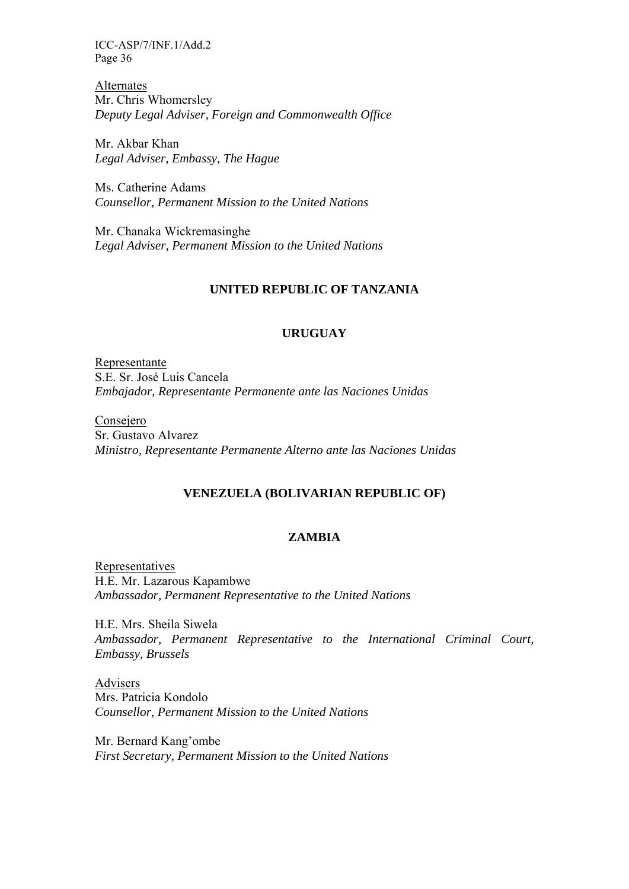Alternates
Mr. Chris Whomersley
*Deputy Legal Adviser, Foreign and Commonwealth Office*

Mr. Akbar Khan
*Legal Adviser, Embassy, The Hague*

Ms. Catherine Adams
*Counsellor, Permanent Mission to the United Nations*

Mr. Chanaka Wickremasinghe
*Legal Adviser, Permanent Mission to the United Nations*

**UNITED REPUBLIC OF TANZANIA**

**URUGUAY**

Representante
S.E. Sr. José Luis Cancela
*Embajador, Representante Permanente ante las Naciones Unidas*

Consejero
Sr. Gustavo Alvarez
*Ministro, Representante Permanente Alterno ante las Naciones Unidas*

**VENEZUELA (BOLIVARIAN REPUBLIC OF)**

**ZAMBIA**

Representatives
H.E. Mr. Lazarous Kapambwe
*Ambassador, Permanent Representative to the United Nations*

H.E. Mrs. Sheila Siwela
*Ambassador, Permanent Representative to the International Criminal Court, Embassy, Brussels*

Advisers
Mrs. Patricia Kondolo
*Counsellor, Permanent Mission to the United Nations*

Mr. Bernard Kang'ombe
*First Secretary, Permanent Mission to the United Nations*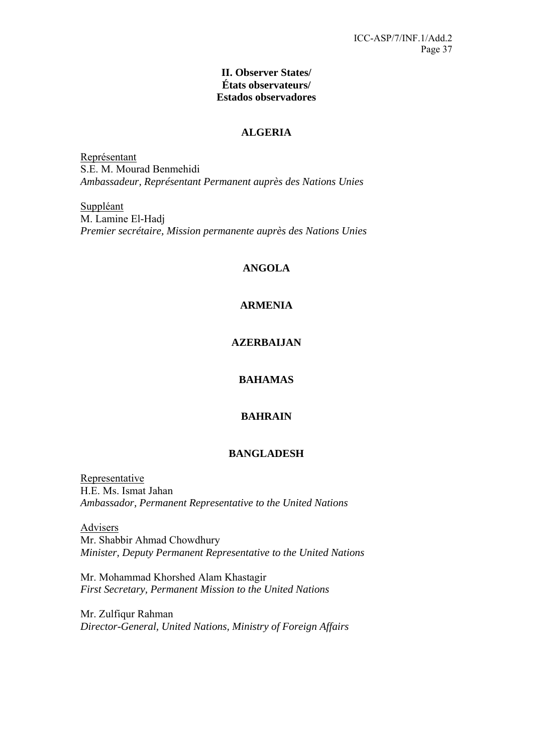## II. Observer States/ États observateurs/ Estados observadores

### ALGERIA

Représentant
S.E. M. Mourad Benmehidi
*Ambassadeur, Représentant Permanent auprès des Nations Unies*

Suppléant
M. Lamine El-Hadj
*Premier secrétaire, Mission permanente auprès des Nations Unies*

### ANGOLA

### ARMENIA

### AZERBAIJAN

### BAHAMAS

### BAHRAIN

### BANGLADESH

Representative
H.E. Ms. Ismat Jahan
*Ambassador, Permanent Representative to the United Nations*

Advisers
Mr. Shabbir Ahmad Chowdhury
*Minister, Deputy Permanent Representative to the United Nations*

Mr. Mohammad Khorshed Alam Khastagir
*First Secretary, Permanent Mission to the United Nations*

Mr. Zulfiqur Rahman
*Director-General, United Nations, Ministry of Foreign Affairs*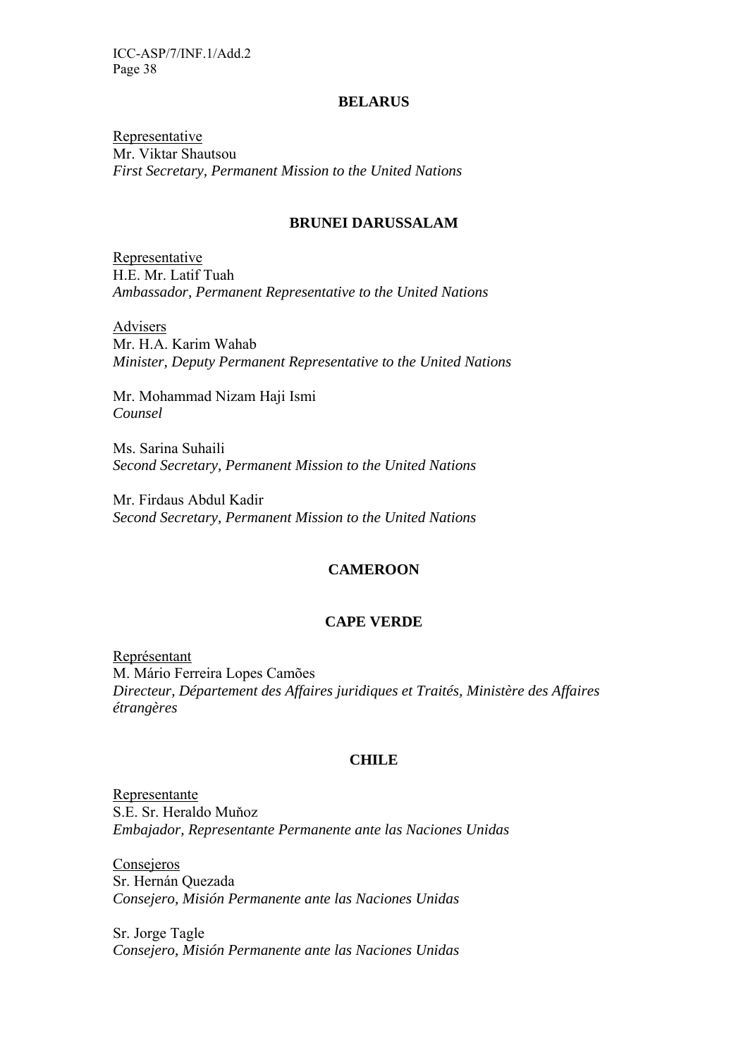**BELARUS**

<u>Representative</u>
Mr. Viktar Shautsou
*First Secretary, Permanent Mission to the United Nations*

**BRUNEI DARUSSALAM**

<u>Representative</u>
H.E. Mr. Latif Tuah
*Ambassador, Permanent Representative to the United Nations*

<u>Advisers</u>
Mr. H.A. Karim Wahab
*Minister, Deputy Permanent Representative to the United Nations*

Mr. Mohammad Nizam Haji Ismi
*Counsel*

Ms. Sarina Suhaili
*Second Secretary, Permanent Mission to the United Nations*

Mr. Firdaus Abdul Kadir
*Second Secretary, Permanent Mission to the United Nations*

**CAMEROON**

**CAPE VERDE**

<u>Représentant</u>
M. Mário Ferreira Lopes Camões
*Directeur, Département des Affaires juridiques et Traités, Ministère des Affaires étrangères*

**CHILE**

<u>Representante</u>
S.E. Sr. Heraldo Muňoz
*Embajador, Representante Permanente ante las Naciones Unidas*

<u>Consejeros</u>
Sr. Hernán Quezada
*Consejero, Misión Permanente ante las Naciones Unidas*

Sr. Jorge Tagle
*Consejero, Misión Permanente ante las Naciones Unidas*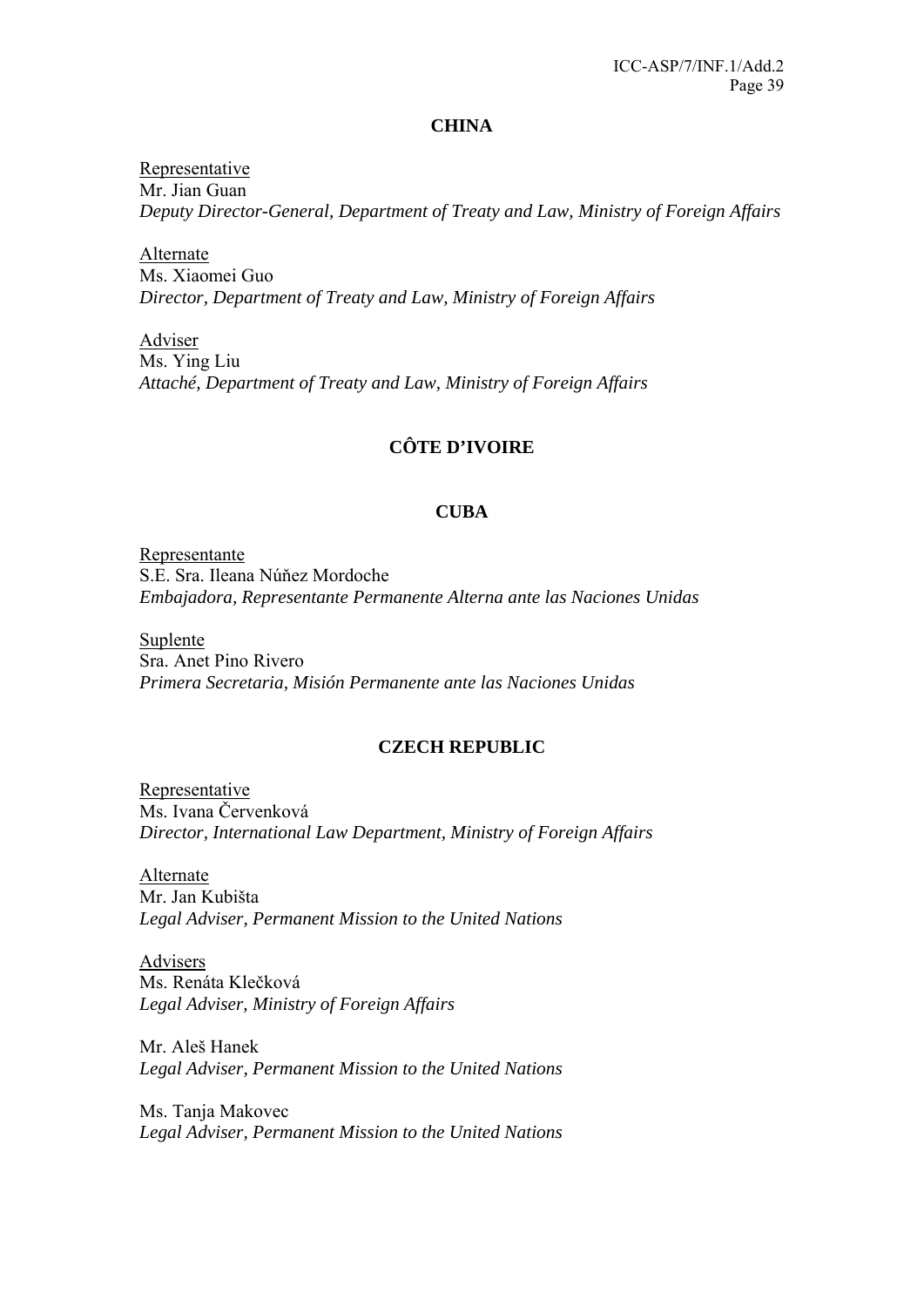## CHINA

Representative
Mr. Jian Guan
*Deputy Director-General, Department of Treaty and Law, Ministry of Foreign Affairs*

Alternate
Ms. Xiaomei Guo
*Director, Department of Treaty and Law, Ministry of Foreign Affairs*

Adviser
Ms. Ying Liu
*Attaché, Department of Treaty and Law, Ministry of Foreign Affairs*

## CÔTE D'IVOIRE

## CUBA

Representante
S.E. Sra. Ileana Núñez Mordoche
*Embajadora, Representante Permanente Alterna ante las Naciones Unidas*

Suplente
Sra. Anet Pino Rivero
*Primera Secretaria, Misión Permanente ante las Naciones Unidas*

## CZECH REPUBLIC

Representative
Ms. Ivana Červenková
*Director, International Law Department, Ministry of Foreign Affairs*

Alternate
Mr. Jan Kubišta
*Legal Adviser, Permanent Mission to the United Nations*

Advisers
Ms. Renáta Klečková
*Legal Adviser, Ministry of Foreign Affairs*

Mr. Aleš Hanek
*Legal Adviser, Permanent Mission to the United Nations*

Ms. Tanja Makovec
*Legal Adviser, Permanent Mission to the United Nations*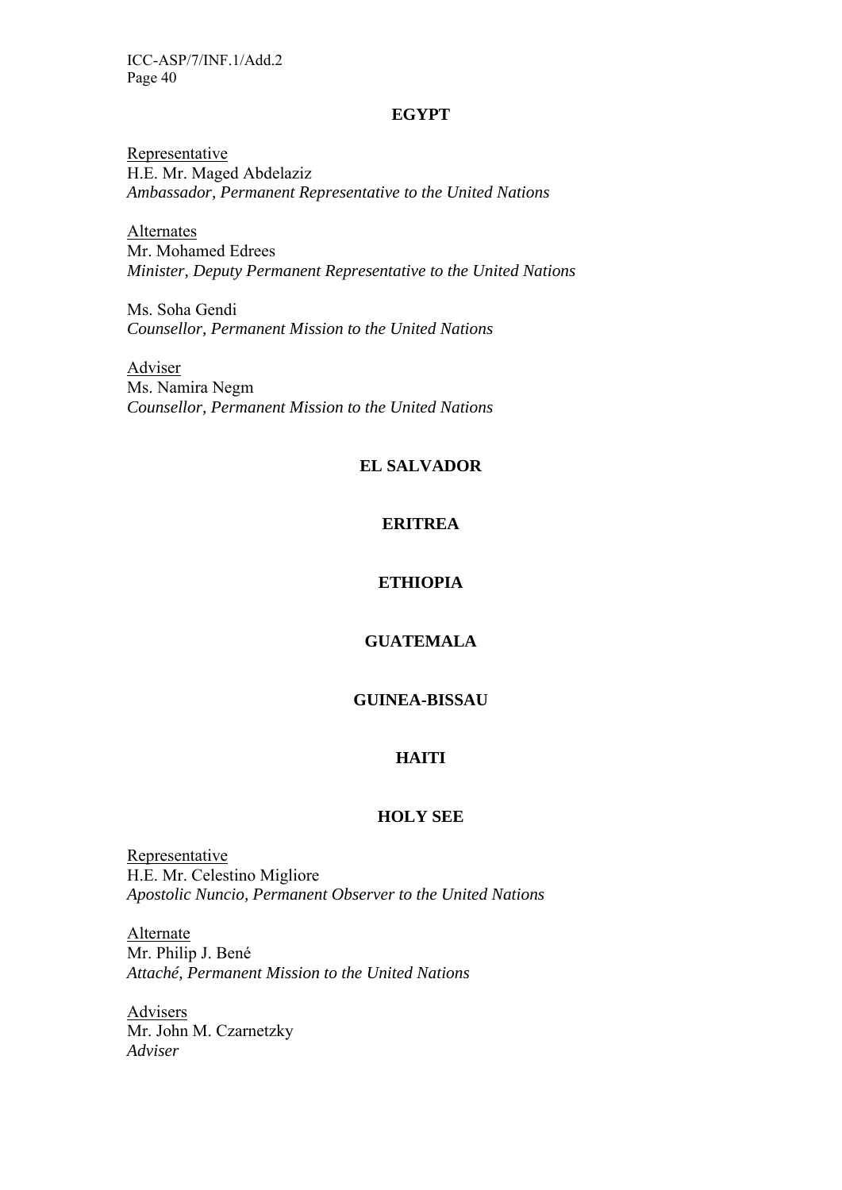**EGYPT**

Representative
H.E. Mr. Maged Abdelaziz
*Ambassador, Permanent Representative to the United Nations*

Alternates
Mr. Mohamed Edrees
*Minister, Deputy Permanent Representative to the United Nations*

Ms. Soha Gendi
*Counsellor, Permanent Mission to the United Nations*

Adviser
Ms. Namira Negm
*Counsellor, Permanent Mission to the United Nations*

**EL SALVADOR**

**ERITREA**

**ETHIOPIA**

**GUATEMALA**

**GUINEA-BISSAU**

**HAITI**

**HOLY SEE**

Representative
H.E. Mr. Celestino Migliore
*Apostolic Nuncio, Permanent Observer to the United Nations*

Alternate
Mr. Philip J. Bené
*Attaché, Permanent Mission to the United Nations*

Advisers
Mr. John M. Czarnetzky
*Adviser*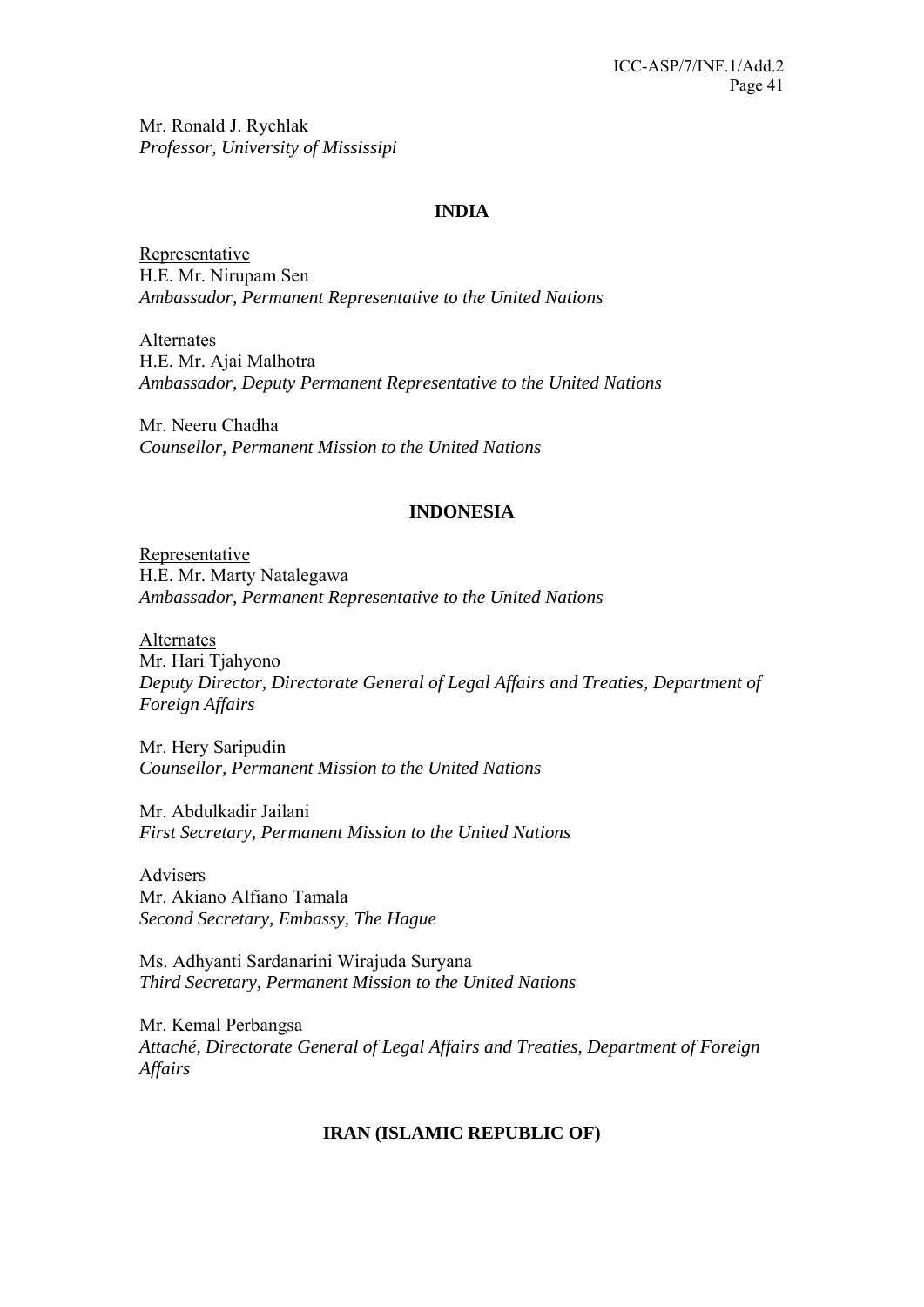Mr. Ronald J. Rychlak
*Professor, University of Mississipi*

**INDIA**

Representative
H.E. Mr. Nirupam Sen
*Ambassador, Permanent Representative to the United Nations*

Alternates
H.E. Mr. Ajai Malhotra
*Ambassador, Deputy Permanent Representative to the United Nations*

Mr. Neeru Chadha
*Counsellor, Permanent Mission to the United Nations*

**INDONESIA**

Representative
H.E. Mr. Marty Natalegawa
*Ambassador, Permanent Representative to the United Nations*

Alternates
Mr. Hari Tjahyono
*Deputy Director, Directorate General of Legal Affairs and Treaties, Department of Foreign Affairs*

Mr. Hery Saripudin
*Counsellor, Permanent Mission to the United Nations*

Mr. Abdulkadir Jailani
*First Secretary, Permanent Mission to the United Nations*

Advisers
Mr. Akiano Alfiano Tamala
*Second Secretary, Embassy, The Hague*

Ms. Adhyanti Sardanarini Wirajuda Suryana
*Third Secretary, Permanent Mission to the United Nations*

Mr. Kemal Perbangsa
*Attaché, Directorate General of Legal Affairs and Treaties, Department of Foreign Affairs*

**IRAN (ISLAMIC REPUBLIC OF)**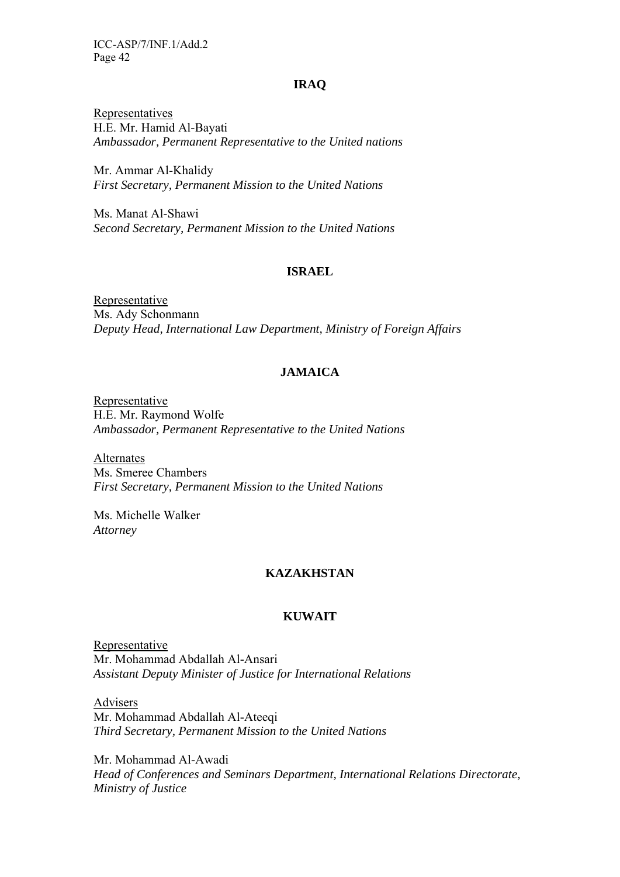## IRAQ

Representatives
H.E. Mr. Hamid Al-Bayati
*Ambassador, Permanent Representative to the United nations*

Mr. Ammar Al-Khalidy
*First Secretary, Permanent Mission to the United Nations*

Ms. Manat Al-Shawi
*Second Secretary, Permanent Mission to the United Nations*

## ISRAEL

Representative
Ms. Ady Schonmann
*Deputy Head, International Law Department, Ministry of Foreign Affairs*

## JAMAICA

Representative
H.E. Mr. Raymond Wolfe
*Ambassador, Permanent Representative to the United Nations*

Alternates
Ms. Smeree Chambers
*First Secretary, Permanent Mission to the United Nations*

Ms. Michelle Walker
*Attorney*

## KAZAKHSTAN

## KUWAIT

Representative
Mr. Mohammad Abdallah Al-Ansari
*Assistant Deputy Minister of Justice for International Relations*

Advisers
Mr. Mohammad Abdallah Al-Ateeqi
*Third Secretary, Permanent Mission to the United Nations*

Mr. Mohammad Al-Awadi
*Head of Conferences and Seminars Department, International Relations Directorate, Ministry of Justice*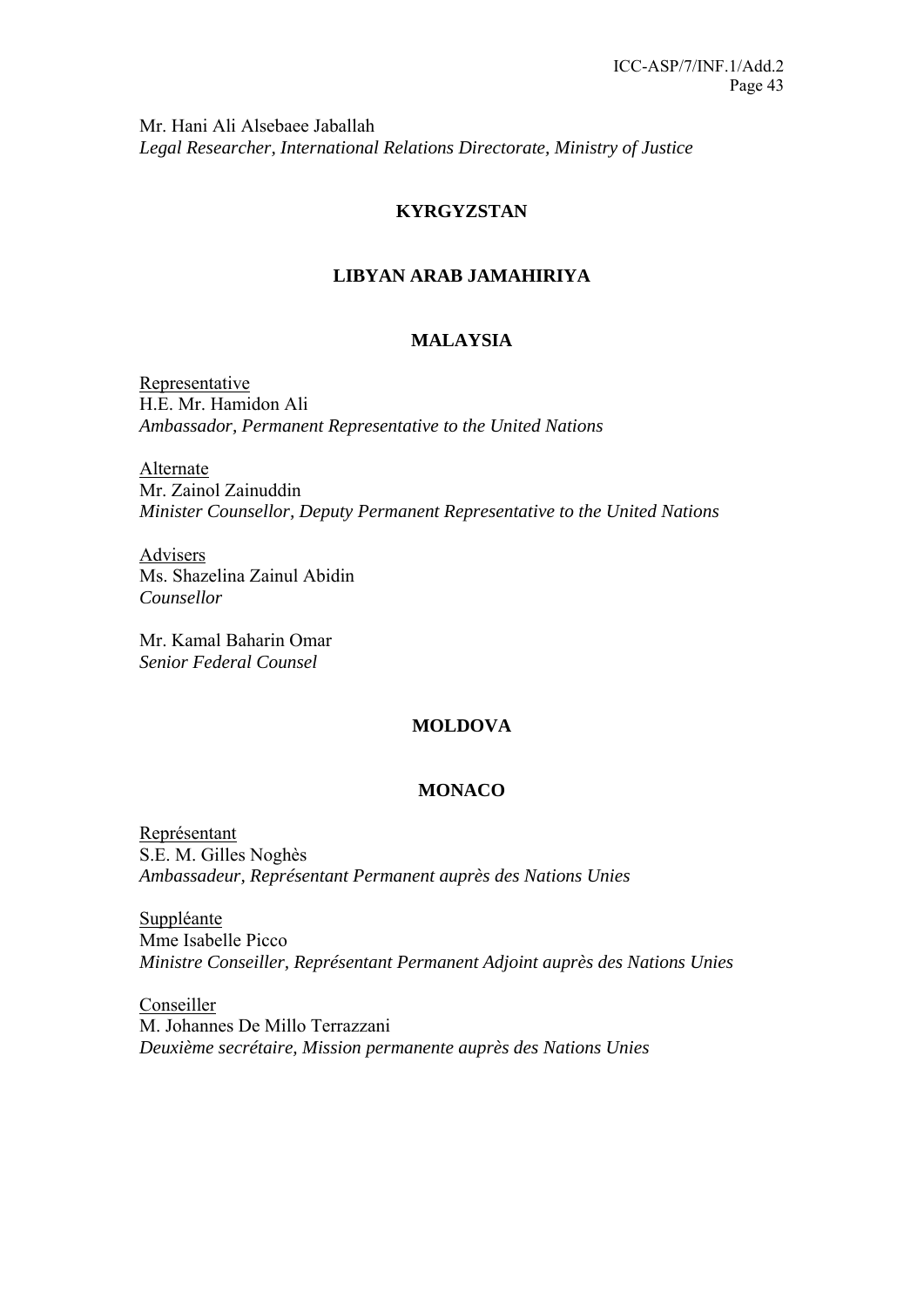Mr. Hani Ali Alsebaee Jaballah
*Legal Researcher, International Relations Directorate, Ministry of Justice*

**KYRGYZSTAN**

**LIBYAN ARAB JAMAHIRIYA**

**MALAYSIA**

Representative
H.E. Mr. Hamidon Ali
*Ambassador, Permanent Representative to the United Nations*

Alternate
Mr. Zainol Zainuddin
*Minister Counsellor, Deputy Permanent Representative to the United Nations*

Advisers
Ms. Shazelina Zainul Abidin
*Counsellor*

Mr. Kamal Baharin Omar
*Senior Federal Counsel*

**MOLDOVA**

**MONACO**

Représentant
S.E. M. Gilles Noghès
*Ambassadeur, Représentant Permanent auprès des Nations Unies*

Suppléante
Mme Isabelle Picco
*Ministre Conseiller, Représentant Permanent Adjoint auprès des Nations Unies*

Conseiller
M. Johannes De Millo Terrazzani
*Deuxième secrétaire, Mission permanente auprès des Nations Unies*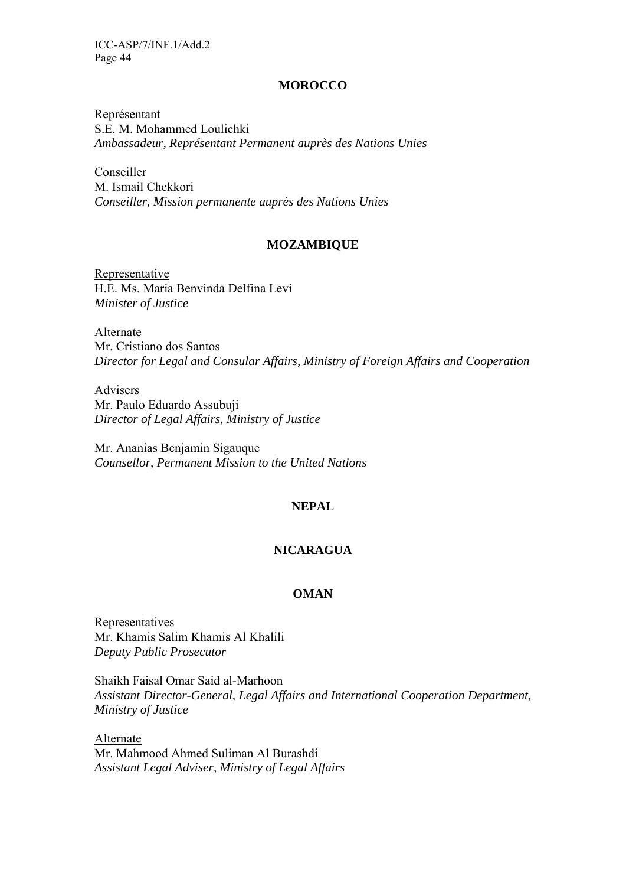**MOROCCO**

Représentant
S.E. M. Mohammed Loulichki
*Ambassadeur, Représentant Permanent auprès des Nations Unies*

Conseiller
M. Ismail Chekkori
*Conseiller, Mission permanente auprès des Nations Unies*

**MOZAMBIQUE**

Representative
H.E. Ms. Maria Benvinda Delfina Levi
*Minister of Justice*

Alternate
Mr. Cristiano dos Santos
*Director for Legal and Consular Affairs, Ministry of Foreign Affairs and Cooperation*

Advisers
Mr. Paulo Eduardo Assubuji
*Director of Legal Affairs, Ministry of Justice*

Mr. Ananias Benjamin Sigauque
*Counsellor, Permanent Mission to the United Nations*

**NEPAL**

**NICARAGUA**

**OMAN**

Representatives
Mr. Khamis Salim Khamis Al Khalili
*Deputy Public Prosecutor*

Shaikh Faisal Omar Said al-Marhoon
*Assistant Director-General, Legal Affairs and International Cooperation Department, Ministry of Justice*

Alternate
Mr. Mahmood Ahmed Suliman Al Burashdi
*Assistant Legal Adviser, Ministry of Legal Affairs*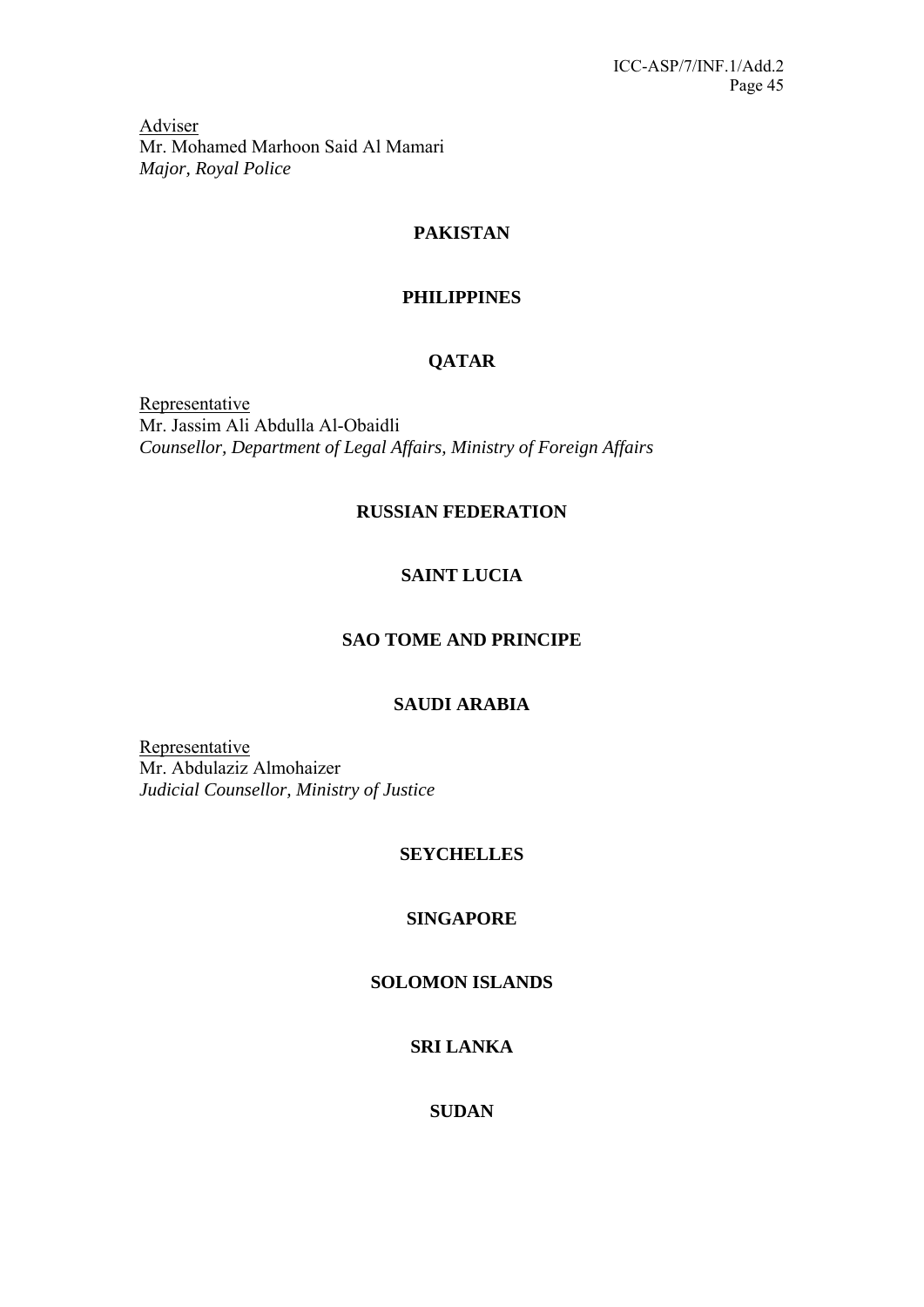Adviser
Mr. Mohamed Marhoon Said Al Mamari
*Major, Royal Police*

## PAKISTAN

## PHILIPPINES

## QATAR

Representative
Mr. Jassim Ali Abdulla Al-Obaidli
*Counsellor, Department of Legal Affairs, Ministry of Foreign Affairs*

## RUSSIAN FEDERATION

## SAINT LUCIA

## SAO TOME AND PRINCIPE

## SAUDI ARABIA

Representative
Mr. Abdulaziz Almohaizer
*Judicial Counsellor, Ministry of Justice*

## SEYCHELLES

## SINGAPORE

## SOLOMON ISLANDS

## SRI LANKA

## SUDAN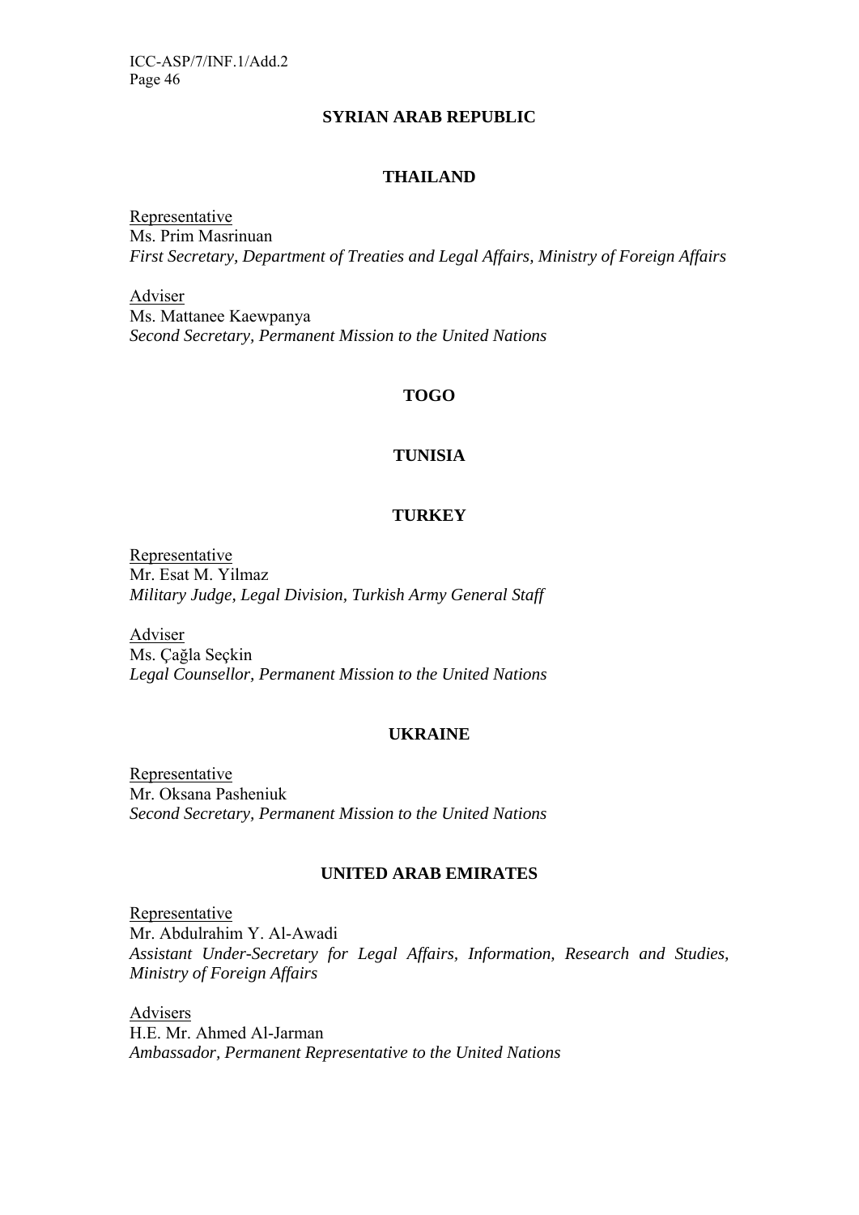**SYRIAN ARAB REPUBLIC**

**THAILAND**

Representative
Ms. Prim Masrinuan
*First Secretary, Department of Treaties and Legal Affairs, Ministry of Foreign Affairs*

Adviser
Ms. Mattanee Kaewpanya
*Second Secretary, Permanent Mission to the United Nations*

**TOGO**

**TUNISIA**

**TURKEY**

Representative
Mr. Esat M. Yilmaz
*Military Judge, Legal Division, Turkish Army General Staff*

Adviser
Ms. Çağla Seçkin
*Legal Counsellor, Permanent Mission to the United Nations*

**UKRAINE**

Representative
Mr. Oksana Pasheniuk
*Second Secretary, Permanent Mission to the United Nations*

**UNITED ARAB EMIRATES**

Representative
Mr. Abdulrahim Y. Al-Awadi
*Assistant Under-Secretary for Legal Affairs, Information, Research and Studies, Ministry of Foreign Affairs*

Advisers
H.E. Mr. Ahmed Al-Jarman
*Ambassador, Permanent Representative to the United Nations*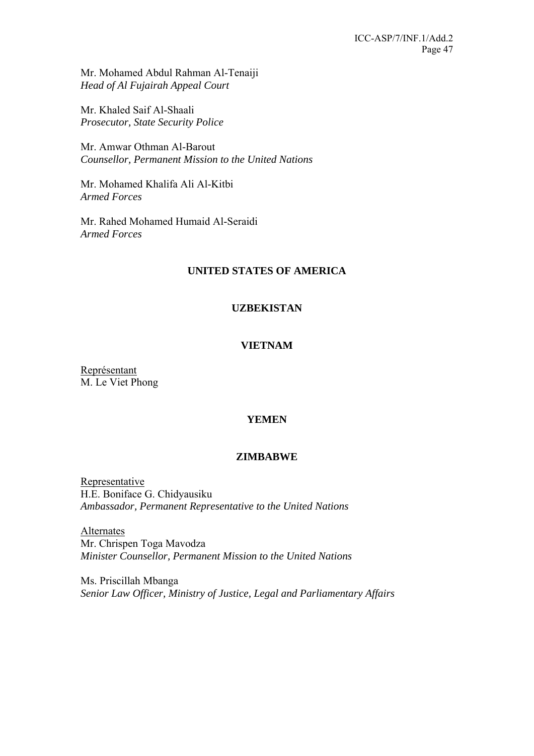Mr. Mohamed Abdul Rahman Al-Tenaiji
*Head of Al Fujairah Appeal Court*

Mr. Khaled Saif Al-Shaali
*Prosecutor, State Security Police*

Mr. Amwar Othman Al-Barout
*Counsellor, Permanent Mission to the United Nations*

Mr. Mohamed Khalifa Ali Al-Kitbi
*Armed Forces*

Mr. Rahed Mohamed Humaid Al-Seraidi
*Armed Forces*

**UNITED STATES OF AMERICA**

**UZBEKISTAN**

**VIETNAM**

<u>Représentant</u>
M. Le Viet Phong

**YEMEN**

**ZIMBABWE**

<u>Representative</u>
H.E. Boniface G. Chidyausiku
*Ambassador, Permanent Representative to the United Nations*

<u>Alternates</u>
Mr. Chrispen Toga Mavodza
*Minister Counsellor, Permanent Mission to the United Nations*

Ms. Priscillah Mbanga
*Senior Law Officer, Ministry of Justice, Legal and Parliamentary Affairs*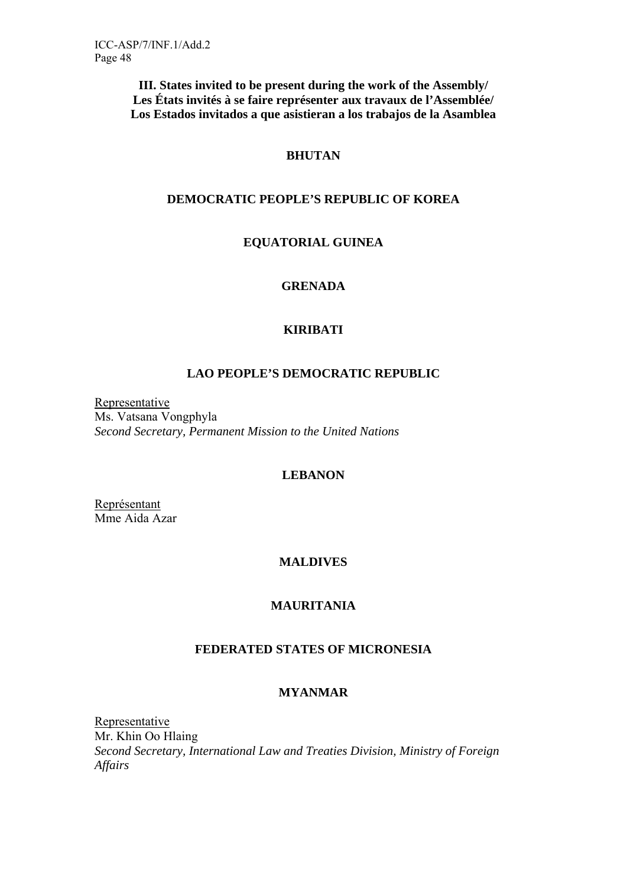### III. States invited to be present during the work of the Assembly/ Les États invités à se faire représenter aux travaux de l'Assemblée/ Los Estados invitados a que asistieran a los trabajos de la Asamblea

**BHUTAN**

**DEMOCRATIC PEOPLE'S REPUBLIC OF KOREA**

**EQUATORIAL GUINEA**

**GRENADA**

**KIRIBATI**

**LAO PEOPLE'S DEMOCRATIC REPUBLIC**

Representative
Ms. Vatsana Vongphyla
*Second Secretary, Permanent Mission to the United Nations*

**LEBANON**

Représentant
Mme Aida Azar

**MALDIVES**

**MAURITANIA**

**FEDERATED STATES OF MICRONESIA**

**MYANMAR**

Representative
Mr. Khin Oo Hlaing
*Second Secretary, International Law and Treaties Division, Ministry of Foreign Affairs*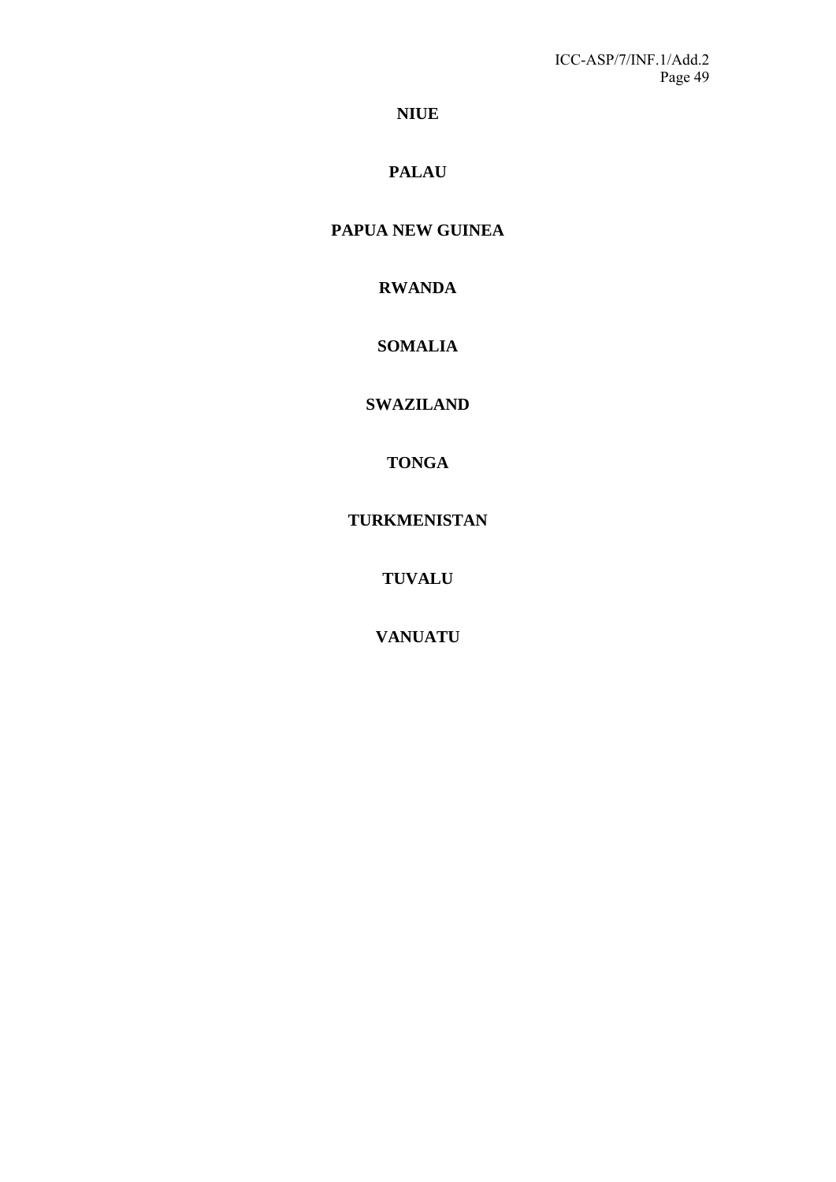**NIUE**

**PALAU**

**PAPUA NEW GUINEA**

**RWANDA**

**SOMALIA**

**SWAZILAND**

**TONGA**

**TURKMENISTAN**

**TUVALU**

**VANUATU**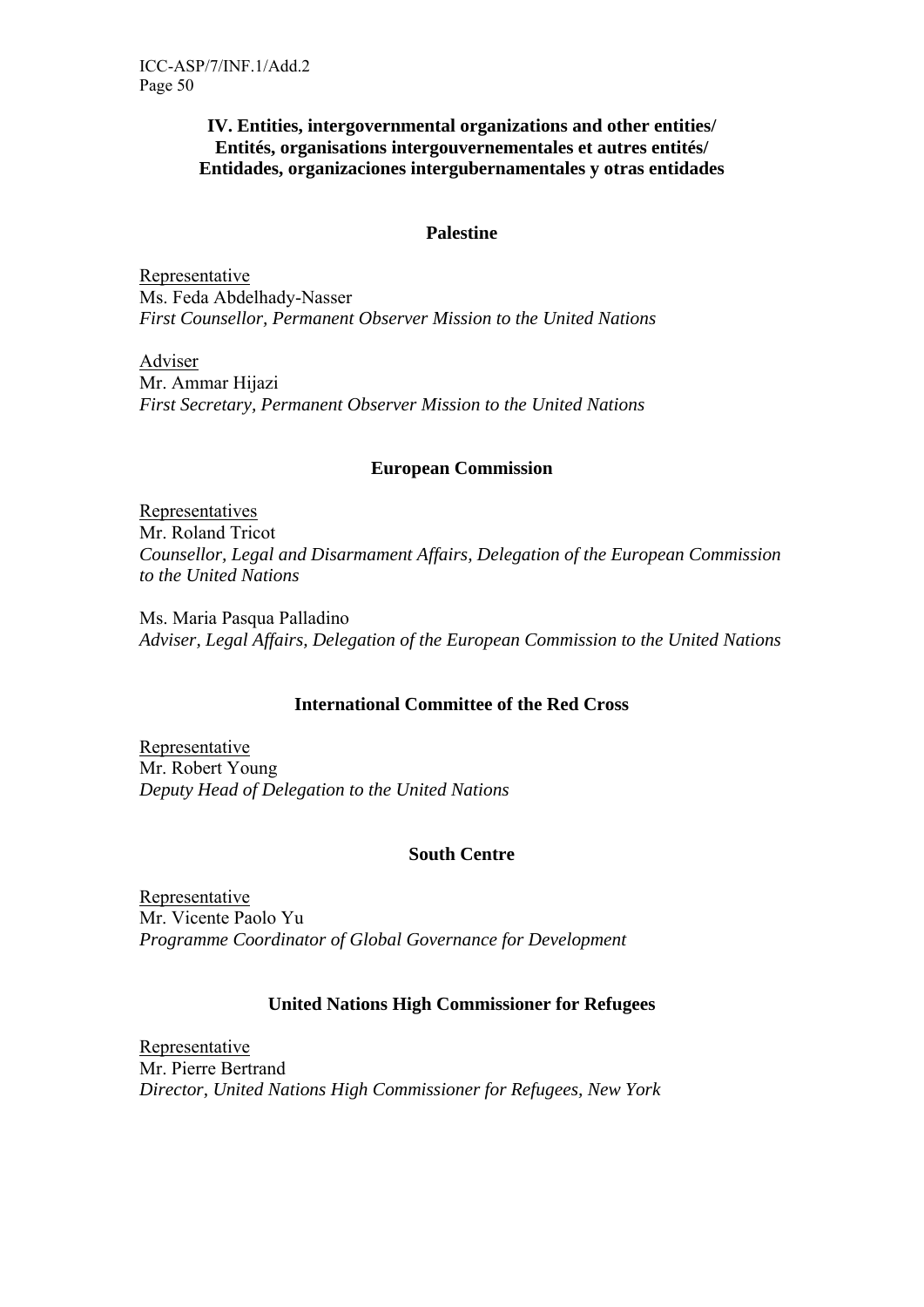## IV. Entities, intergovernmental organizations and other entities/ Entités, organisations intergouvernementales et autres entités/ Entidades, organizaciones intergubernamentales y otras entidades

### Palestine

Representative
Ms. Feda Abdelhady-Nasser
*First Counsellor, Permanent Observer Mission to the United Nations*

Adviser
Mr. Ammar Hijazi
*First Secretary, Permanent Observer Mission to the United Nations*

### European Commission

Representatives
Mr. Roland Tricot
*Counsellor, Legal and Disarmament Affairs, Delegation of the European Commission to the United Nations*

Ms. Maria Pasqua Palladino
*Adviser, Legal Affairs, Delegation of the European Commission to the United Nations*

### International Committee of the Red Cross

Representative
Mr. Robert Young
*Deputy Head of Delegation to the United Nations*

### South Centre

Representative
Mr. Vicente Paolo Yu
*Programme Coordinator of Global Governance for Development*

### United Nations High Commissioner for Refugees

Representative
Mr. Pierre Bertrand
*Director, United Nations High Commissioner for Refugees, New York*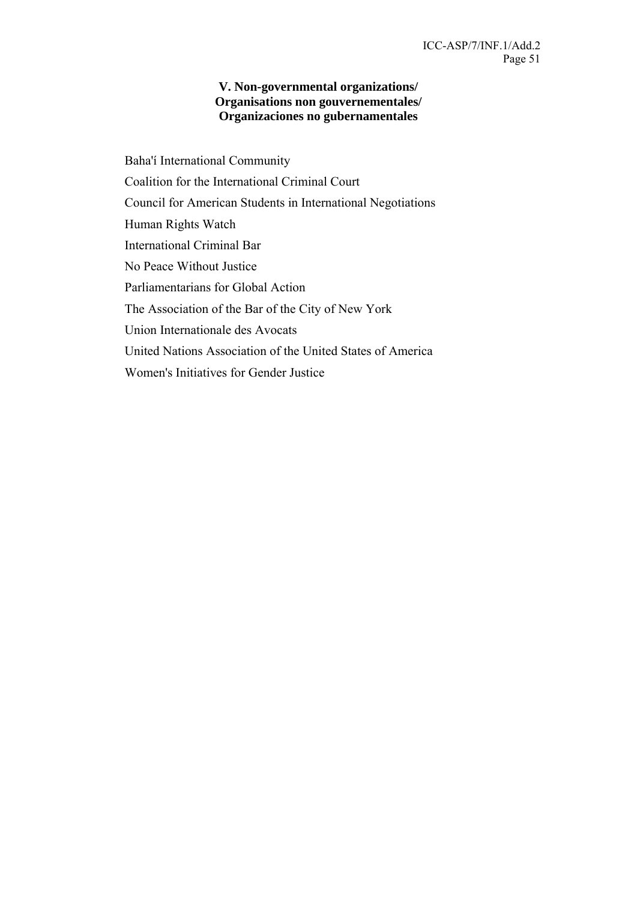## V. Non-governmental organizations/ Organisations non gouvernementales/ Organizaciones no gubernamentales

Baha'í International Community

Coalition for the International Criminal Court

Council for American Students in International Negotiations

Human Rights Watch

International Criminal Bar

No Peace Without Justice

Parliamentarians for Global Action

The Association of the Bar of the City of New York

Union Internationale des Avocats

United Nations Association of the United States of America

Women's Initiatives for Gender Justice